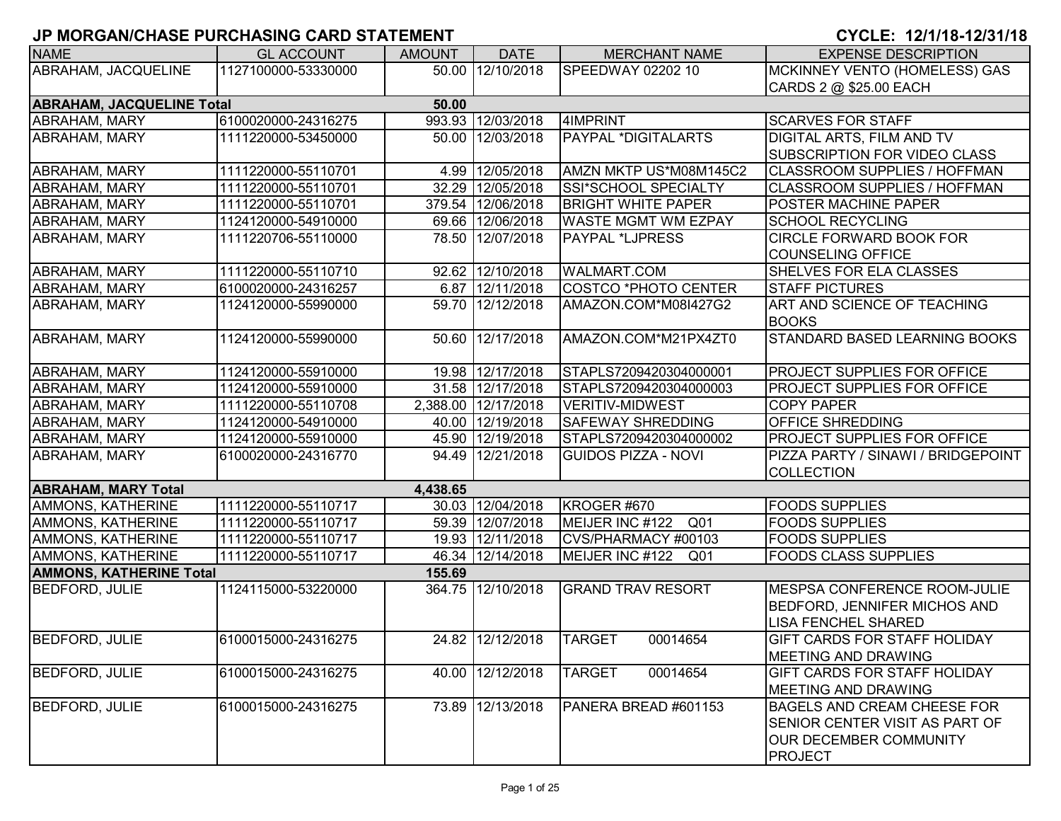# JP MORGAN/CHASE PURCHASING CARD STATEMENT

**CYCLE: 12/1/18-12/31/18**

| NAME | GL ACCOUNT | AMOUNT | DATE | MERCHANT NAME | EXPENSE DESCRIPTION |
|---|---|---|---|---|---|
| ABRAHAM, JACQUELINE | 1127100000-53330000 | 50.00 | 12/10/2018 | SPEEDWAY 02202 10 | MCKINNEY VENTO (HOMELESS) GAS CARDS 2 @ $25.00 EACH |
| **ABRAHAM, JACQUELINE Total** | | **50.00** | | | |
| ABRAHAM, MARY | 6100020000-24316275 | 993.93 | 12/03/2018 | 4IMPRINT | SCARVES FOR STAFF |
| ABRAHAM, MARY | 1111220000-53450000 | 50.00 | 12/03/2018 | PAYPAL *DIGITALARTS | DIGITAL ARTS, FILM AND TV SUBSCRIPTION FOR VIDEO CLASS |
| ABRAHAM, MARY | 1111220000-55110701 | 4.99 | 12/05/2018 | AMZN MKTP US*M08M145C2 | CLASSROOM SUPPLIES / HOFFMAN |
| ABRAHAM, MARY | 1111220000-55110701 | 32.29 | 12/05/2018 | SSI*SCHOOL SPECIALTY | CLASSROOM SUPPLIES / HOFFMAN |
| ABRAHAM, MARY | 1111220000-55110701 | 379.54 | 12/06/2018 | BRIGHT WHITE PAPER | POSTER MACHINE PAPER |
| ABRAHAM, MARY | 1124120000-54910000 | 69.66 | 12/06/2018 | WASTE MGMT WM EZPAY | SCHOOL RECYCLING |
| ABRAHAM, MARY | 1111220706-55110000 | 78.50 | 12/07/2018 | PAYPAL *LJPRESS | CIRCLE FORWARD BOOK FOR COUNSELING OFFICE |
| ABRAHAM, MARY | 1111220000-55110710 | 92.62 | 12/10/2018 | WALMART.COM | SHELVES FOR ELA CLASSES |
| ABRAHAM, MARY | 6100020000-24316257 | 6.87 | 12/11/2018 | COSTCO *PHOTO CENTER | STAFF PICTURES |
| ABRAHAM, MARY | 1124120000-55990000 | 59.70 | 12/12/2018 | AMAZON.COM*M08I427G2 | ART AND SCIENCE OF TEACHING BOOKS |
| ABRAHAM, MARY | 1124120000-55990000 | 50.60 | 12/17/2018 | AMAZON.COM*M21PX4ZT0 | STANDARD BASED LEARNING BOOKS |
| ABRAHAM, MARY | 1124120000-55910000 | 19.98 | 12/17/2018 | STAPLS7209420304000001 | PROJECT SUPPLIES FOR OFFICE |
| ABRAHAM, MARY | 1124120000-55910000 | 31.58 | 12/17/2018 | STAPLS7209420304000003 | PROJECT SUPPLIES FOR OFFICE |
| ABRAHAM, MARY | 1111220000-55110708 | 2,388.00 | 12/17/2018 | VERITIV-MIDWEST | COPY PAPER |
| ABRAHAM, MARY | 1124120000-54910000 | 40.00 | 12/19/2018 | SAFEWAY SHREDDING | OFFICE SHREDDING |
| ABRAHAM, MARY | 1124120000-55910000 | 45.90 | 12/19/2018 | STAPLS7209420304000002 | PROJECT SUPPLIES FOR OFFICE |
| ABRAHAM, MARY | 6100020000-24316770 | 94.49 | 12/21/2018 | GUIDOS PIZZA - NOVI | PIZZA PARTY / SINAWI / BRIDGEPOINT COLLECTION |
| **ABRAHAM, MARY Total** | | **4,438.65** | | | |
| AMMONS, KATHERINE | 1111220000-55110717 | 30.03 | 12/04/2018 | KROGER #670 | FOODS SUPPLIES |
| AMMONS, KATHERINE | 1111220000-55110717 | 59.39 | 12/07/2018 | MEIJER INC #122 Q01 | FOODS SUPPLIES |
| AMMONS, KATHERINE | 1111220000-55110717 | 19.93 | 12/11/2018 | CVS/PHARMACY #00103 | FOODS SUPPLIES |
| AMMONS, KATHERINE | 1111220000-55110717 | 46.34 | 12/14/2018 | MEIJER INC #122 Q01 | FOODS CLASS SUPPLIES |
| **AMMONS, KATHERINE Total** | | **155.69** | | | |
| BEDFORD, JULIE | 1124115000-53220000 | 364.75 | 12/10/2018 | GRAND TRAV RESORT | MESPSA CONFERENCE ROOM-JULIE BEDFORD, JENNIFER MICHOS AND LISA FENCHEL SHARED |
| BEDFORD, JULIE | 6100015000-24316275 | 24.82 | 12/12/2018 | TARGET 00014654 | GIFT CARDS FOR STAFF HOLIDAY MEETING AND DRAWING |
| BEDFORD, JULIE | 6100015000-24316275 | 40.00 | 12/12/2018 | TARGET 00014654 | GIFT CARDS FOR STAFF HOLIDAY MEETING AND DRAWING |
| BEDFORD, JULIE | 6100015000-24316275 | 73.89 | 12/13/2018 | PANERA BREAD #601153 | BAGELS AND CREAM CHEESE FOR SENIOR CENTER VISIT AS PART OF OUR DECEMBER COMMUNITY PROJECT |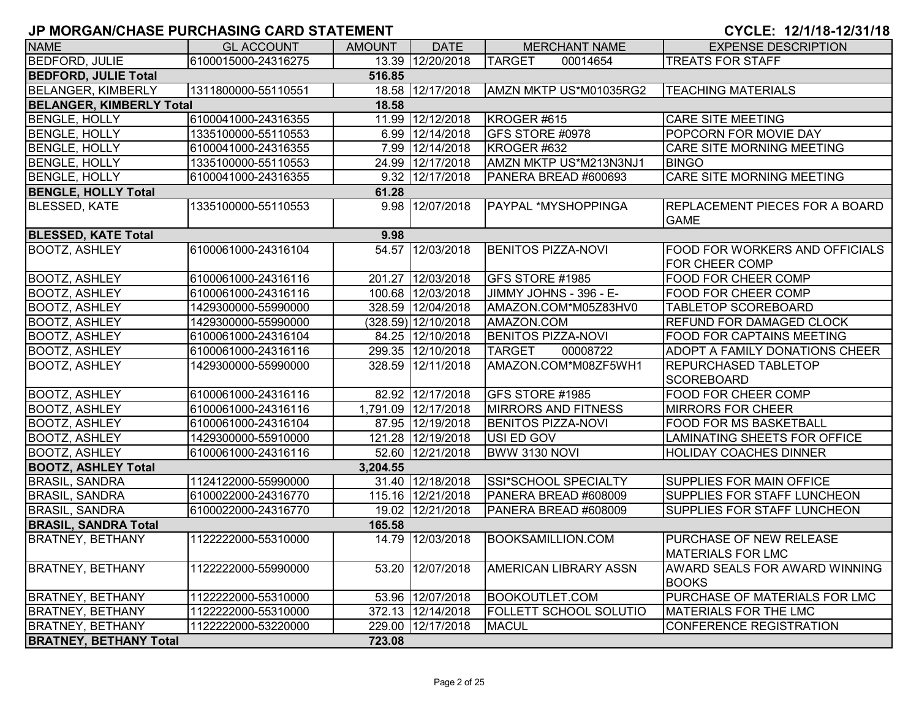# JP MORGAN/CHASE PURCHASING CARD STATEMENT

**CYCLE: 12/1/18-12/31/18**

| NAME | GL ACCOUNT | AMOUNT | DATE | MERCHANT NAME | EXPENSE DESCRIPTION |
|---|---|---|---|---|---|
| BEDFORD, JULIE | 6100015000-24316275 | 13.39 | 12/20/2018 | TARGET 00014654 | TREATS FOR STAFF |
| **BEDFORD, JULIE Total** | | **516.85** | | | |
| BELANGER, KIMBERLY | 1311800000-55110551 | 18.58 | 12/17/2018 | AMZN MKTP US*M01035RG2 | TEACHING MATERIALS |
| **BELANGER, KIMBERLY Total** | | **18.58** | | | |
| BENGLE, HOLLY | 6100041000-24316355 | 11.99 | 12/12/2018 | KROGER #615 | CARE SITE MEETING |
| BENGLE, HOLLY | 1335100000-55110553 | 6.99 | 12/14/2018 | GFS STORE #0978 | POPCORN FOR MOVIE DAY |
| BENGLE, HOLLY | 6100041000-24316355 | 7.99 | 12/14/2018 | KROGER #632 | CARE SITE MORNING MEETING |
| BENGLE, HOLLY | 1335100000-55110553 | 24.99 | 12/17/2018 | AMZN MKTP US*M213N3NJ1 | BINGO |
| BENGLE, HOLLY | 6100041000-24316355 | 9.32 | 12/17/2018 | PANERA BREAD #600693 | CARE SITE MORNING MEETING |
| **BENGLE, HOLLY Total** | | **61.28** | | | |
| BLESSED, KATE | 1335100000-55110553 | 9.98 | 12/07/2018 | PAYPAL *MYSHOPPINGA | REPLACEMENT PIECES FOR A BOARD GAME |
| **BLESSED, KATE Total** | | **9.98** | | | |
| BOOTZ, ASHLEY | 6100061000-24316104 | 54.57 | 12/03/2018 | BENITOS PIZZA-NOVI | FOOD FOR WORKERS AND OFFICIALS FOR CHEER COMP |
| BOOTZ, ASHLEY | 6100061000-24316116 | 201.27 | 12/03/2018 | GFS STORE #1985 | FOOD FOR CHEER COMP |
| BOOTZ, ASHLEY | 6100061000-24316116 | 100.68 | 12/03/2018 | JIMMY JOHNS - 396 - E- | FOOD FOR CHEER COMP |
| BOOTZ, ASHLEY | 1429300000-55990000 | 328.59 | 12/04/2018 | AMAZON.COM*M05Z83HV0 | TABLETOP SCOREBOARD |
| BOOTZ, ASHLEY | 1429300000-55990000 | (328.59) | 12/10/2018 | AMAZON.COM | REFUND FOR DAMAGED CLOCK |
| BOOTZ, ASHLEY | 6100061000-24316104 | 84.25 | 12/10/2018 | BENITOS PIZZA-NOVI | FOOD FOR CAPTAINS MEETING |
| BOOTZ, ASHLEY | 6100061000-24316116 | 299.35 | 12/10/2018 | TARGET 00008722 | ADOPT A FAMILY DONATIONS CHEER |
| BOOTZ, ASHLEY | 1429300000-55990000 | 328.59 | 12/11/2018 | AMAZON.COM*M08ZF5WH1 | REPURCHASED TABLETOP SCOREBOARD |
| BOOTZ, ASHLEY | 6100061000-24316116 | 82.92 | 12/17/2018 | GFS STORE #1985 | FOOD FOR CHEER COMP |
| BOOTZ, ASHLEY | 6100061000-24316116 | 1,791.09 | 12/17/2018 | MIRRORS AND FITNESS | MIRRORS FOR CHEER |
| BOOTZ, ASHLEY | 6100061000-24316104 | 87.95 | 12/19/2018 | BENITOS PIZZA-NOVI | FOOD FOR MS BASKETBALL |
| BOOTZ, ASHLEY | 1429300000-55910000 | 121.28 | 12/19/2018 | USI ED GOV | LAMINATING SHEETS FOR OFFICE |
| BOOTZ, ASHLEY | 6100061000-24316116 | 52.60 | 12/21/2018 | BWW 3130 NOVI | HOLIDAY COACHES DINNER |
| **BOOTZ, ASHLEY Total** | | **3,204.55** | | | |
| BRASIL, SANDRA | 1124122000-55990000 | 31.40 | 12/18/2018 | SSI*SCHOOL SPECIALTY | SUPPLIES FOR MAIN OFFICE |
| BRASIL, SANDRA | 6100022000-24316770 | 115.16 | 12/21/2018 | PANERA BREAD #608009 | SUPPLIES FOR STAFF LUNCHEON |
| BRASIL, SANDRA | 6100022000-24316770 | 19.02 | 12/21/2018 | PANERA BREAD #608009 | SUPPLIES FOR STAFF LUNCHEON |
| **BRASIL, SANDRA Total** | | **165.58** | | | |
| BRATNEY, BETHANY | 1122222000-55310000 | 14.79 | 12/03/2018 | BOOKSAMILLION.COM | PURCHASE OF NEW RELEASE MATERIALS FOR LMC |
| BRATNEY, BETHANY | 1122222000-55990000 | 53.20 | 12/07/2018 | AMERICAN LIBRARY ASSN | AWARD SEALS FOR AWARD WINNING BOOKS |
| BRATNEY, BETHANY | 1122222000-55310000 | 53.96 | 12/07/2018 | BOOKOUTLET.COM | PURCHASE OF MATERIALS FOR LMC |
| BRATNEY, BETHANY | 1122222000-55310000 | 372.13 | 12/14/2018 | FOLLETT SCHOOL SOLUTIO | MATERIALS FOR THE LMC |
| BRATNEY, BETHANY | 1122222000-53220000 | 229.00 | 12/17/2018 | MACUL | CONFERENCE REGISTRATION |
| **BRATNEY, BETHANY Total** | | **723.08** | | | |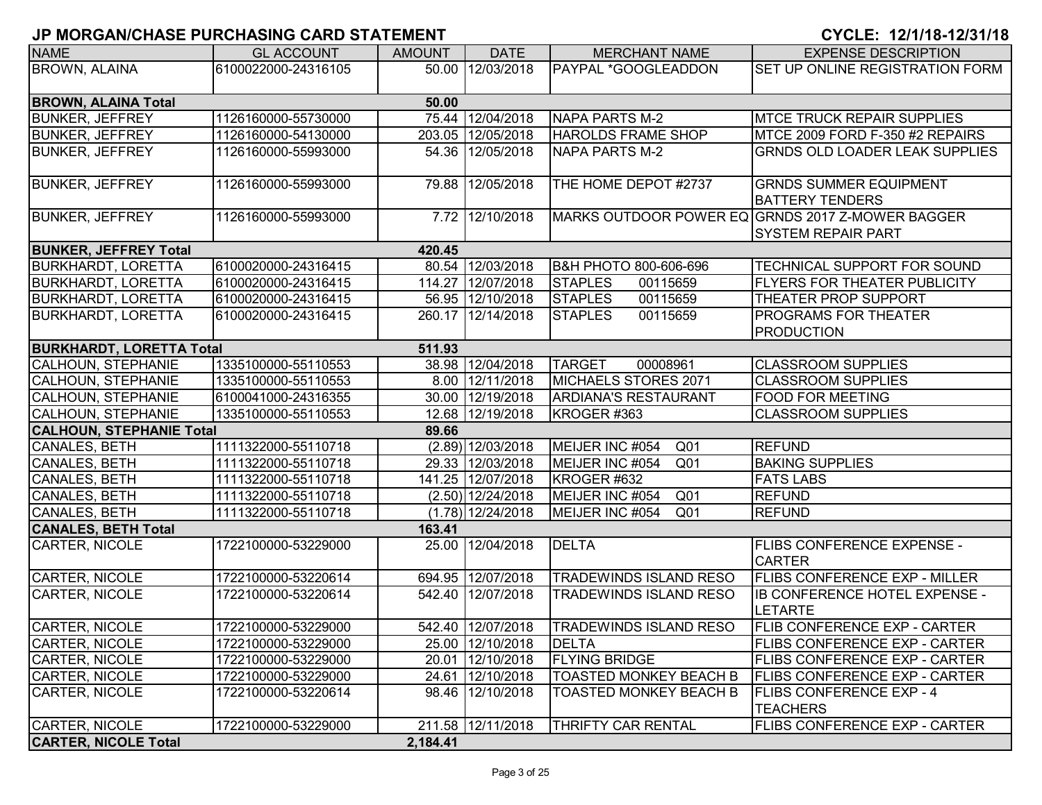# JP MORGAN/CHASE PURCHASING CARD STATEMENT

**CYCLE: 12/1/18-12/31/18**

| NAME | GL ACCOUNT | AMOUNT | DATE | MERCHANT NAME | EXPENSE DESCRIPTION |
|---|---|---|---|---|---|
| BROWN, ALAINA | 6100022000-24316105 | 50.00 | 12/03/2018 | PAYPAL *GOOGLEADDON | SET UP ONLINE REGISTRATION FORM |
| **BROWN, ALAINA Total** | | **50.00** | | | |
| BUNKER, JEFFREY | 1126160000-55730000 | 75.44 | 12/04/2018 | NAPA PARTS M-2 | MTCE TRUCK REPAIR SUPPLIES |
| BUNKER, JEFFREY | 1126160000-54130000 | 203.05 | 12/05/2018 | HAROLDS FRAME SHOP | MTCE 2009 FORD F-350 #2 REPAIRS |
| BUNKER, JEFFREY | 1126160000-55993000 | 54.36 | 12/05/2018 | NAPA PARTS M-2 | GRNDS OLD LOADER LEAK SUPPLIES |
| BUNKER, JEFFREY | 1126160000-55993000 | 79.88 | 12/05/2018 | THE HOME DEPOT #2737 | GRNDS SUMMER EQUIPMENT BATTERY TENDERS |
| BUNKER, JEFFREY | 1126160000-55993000 | 7.72 | 12/10/2018 | MARKS OUTDOOR POWER EQ | GRNDS 2017 Z-MOWER BAGGER SYSTEM REPAIR PART |
| **BUNKER, JEFFREY Total** | | **420.45** | | | |
| BURKHARDT, LORETTA | 6100020000-24316415 | 80.54 | 12/03/2018 | B&H PHOTO 800-606-696 | TECHNICAL SUPPORT FOR SOUND |
| BURKHARDT, LORETTA | 6100020000-24316415 | 114.27 | 12/07/2018 | STAPLES 00115659 | FLYERS FOR THEATER PUBLICITY |
| BURKHARDT, LORETTA | 6100020000-24316415 | 56.95 | 12/10/2018 | STAPLES 00115659 | THEATER PROP SUPPORT |
| BURKHARDT, LORETTA | 6100020000-24316415 | 260.17 | 12/14/2018 | STAPLES 00115659 | PROGRAMS FOR THEATER PRODUCTION |
| **BURKHARDT, LORETTA Total** | | **511.93** | | | |
| CALHOUN, STEPHANIE | 1335100000-55110553 | 38.98 | 12/04/2018 | TARGET 00008961 | CLASSROOM SUPPLIES |
| CALHOUN, STEPHANIE | 1335100000-55110553 | 8.00 | 12/11/2018 | MICHAELS STORES 2071 | CLASSROOM SUPPLIES |
| CALHOUN, STEPHANIE | 6100041000-24316355 | 30.00 | 12/19/2018 | ARDIANA'S RESTAURANT | FOOD FOR MEETING |
| CALHOUN, STEPHANIE | 1335100000-55110553 | 12.68 | 12/19/2018 | KROGER #363 | CLASSROOM SUPPLIES |
| **CALHOUN, STEPHANIE Total** | | **89.66** | | | |
| CANALES, BETH | 1111322000-55110718 | (2.89) | 12/03/2018 | MEIJER INC #054 Q01 | REFUND |
| CANALES, BETH | 1111322000-55110718 | 29.33 | 12/03/2018 | MEIJER INC #054 Q01 | BAKING SUPPLIES |
| CANALES, BETH | 1111322000-55110718 | 141.25 | 12/07/2018 | KROGER #632 | FATS LABS |
| CANALES, BETH | 1111322000-55110718 | (2.50) | 12/24/2018 | MEIJER INC #054 Q01 | REFUND |
| CANALES, BETH | 1111322000-55110718 | (1.78) | 12/24/2018 | MEIJER INC #054 Q01 | REFUND |
| **CANALES, BETH Total** | | **163.41** | | | |
| CARTER, NICOLE | 1722100000-53229000 | 25.00 | 12/04/2018 | DELTA | FLIBS CONFERENCE EXPENSE - CARTER |
| CARTER, NICOLE | 1722100000-53220614 | 694.95 | 12/07/2018 | TRADEWINDS ISLAND RESO | FLIBS CONFERENCE EXP - MILLER |
| CARTER, NICOLE | 1722100000-53220614 | 542.40 | 12/07/2018 | TRADEWINDS ISLAND RESO | IB CONFERENCE HOTEL EXPENSE - LETARTE |
| CARTER, NICOLE | 1722100000-53229000 | 542.40 | 12/07/2018 | TRADEWINDS ISLAND RESO | FLIB CONFERENCE EXP - CARTER |
| CARTER, NICOLE | 1722100000-53229000 | 25.00 | 12/10/2018 | DELTA | FLIBS CONFERENCE EXP - CARTER |
| CARTER, NICOLE | 1722100000-53229000 | 20.01 | 12/10/2018 | FLYING BRIDGE | FLIBS CONFERENCE EXP - CARTER |
| CARTER, NICOLE | 1722100000-53229000 | 24.61 | 12/10/2018 | TOASTED MONKEY BEACH B | FLIBS CONFERENCE EXP - CARTER |
| CARTER, NICOLE | 1722100000-53220614 | 98.46 | 12/10/2018 | TOASTED MONKEY BEACH B | FLIBS CONFERENCE EXP - 4 TEACHERS |
| CARTER, NICOLE | 1722100000-53229000 | 211.58 | 12/11/2018 | THRIFTY CAR RENTAL | FLIBS CONFERENCE EXP - CARTER |
| **CARTER, NICOLE Total** | | **2,184.41** | | | |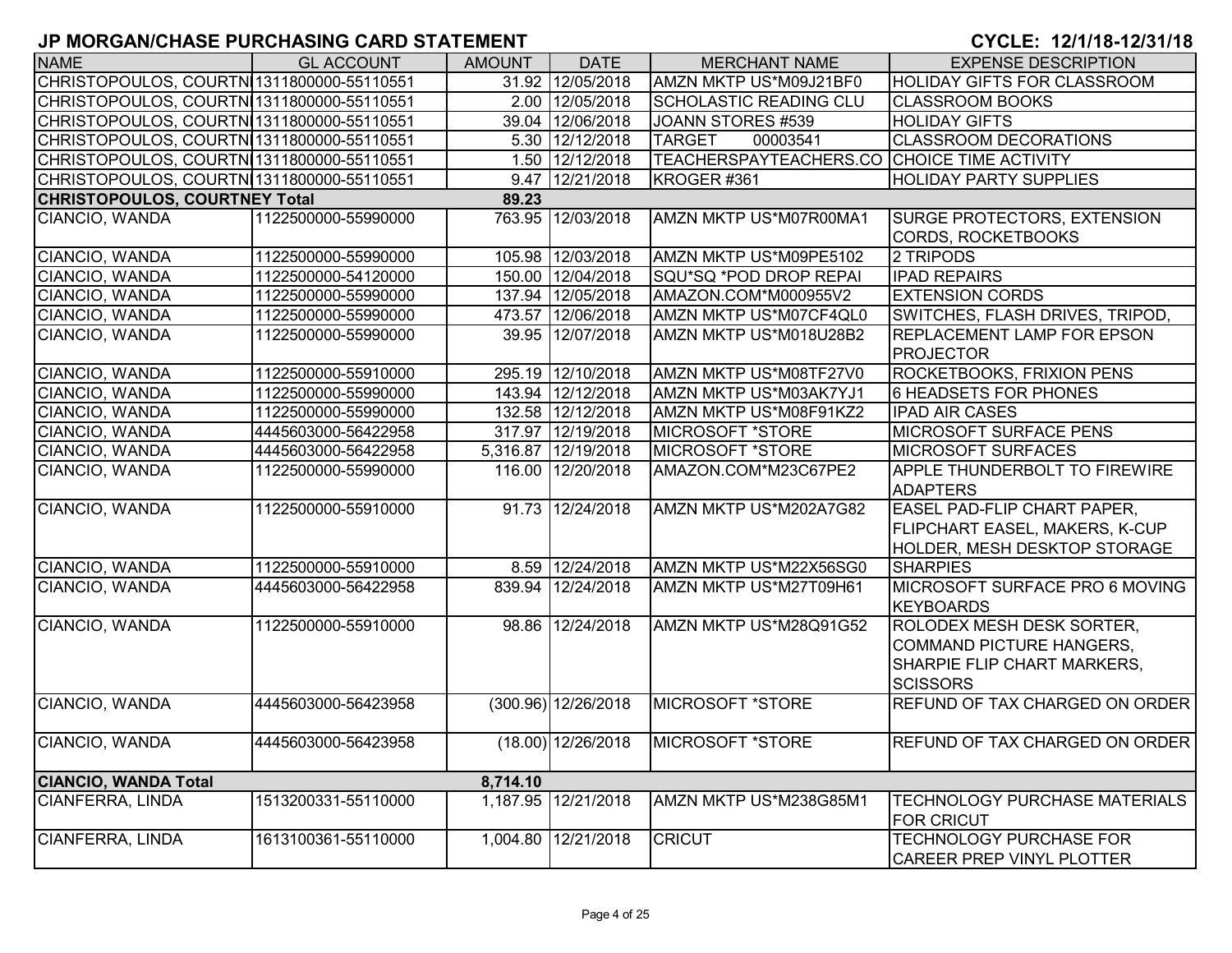# JP MORGAN/CHASE PURCHASING CARD STATEMENT

**CYCLE: 12/1/18-12/31/18**

| NAME | GL ACCOUNT | AMOUNT | DATE | MERCHANT NAME | EXPENSE DESCRIPTION |
|---|---|---|---|---|---|
| CHRISTOPOULOS, COURTN | 1311800000-55110551 | 31.92 | 12/05/2018 | AMZN MKTP US*M09J21BF0 | HOLIDAY GIFTS FOR CLASSROOM |
| CHRISTOPOULOS, COURTN | 1311800000-55110551 | 2.00 | 12/05/2018 | SCHOLASTIC READING CLU | CLASSROOM BOOKS |
| CHRISTOPOULOS, COURTN | 1311800000-55110551 | 39.04 | 12/06/2018 | JOANN STORES #539 | HOLIDAY GIFTS |
| CHRISTOPOULOS, COURTN | 1311800000-55110551 | 5.30 | 12/12/2018 | TARGET 00003541 | CLASSROOM DECORATIONS |
| CHRISTOPOULOS, COURTN | 1311800000-55110551 | 1.50 | 12/12/2018 | TEACHERSPAYTEACHERS.CO | CHOICE TIME ACTIVITY |
| CHRISTOPOULOS, COURTN | 1311800000-55110551 | 9.47 | 12/21/2018 | KROGER #361 | HOLIDAY PARTY SUPPLIES |
| **CHRISTOPOULOS, COURTNEY Total** | | **89.23** | | | |
| CIANCIO, WANDA | 1122500000-55990000 | 763.95 | 12/03/2018 | AMZN MKTP US*M07R00MA1 | SURGE PROTECTORS, EXTENSION CORDS, ROCKETBOOKS |
| CIANCIO, WANDA | 1122500000-55990000 | 105.98 | 12/03/2018 | AMZN MKTP US*M09PE5102 | 2 TRIPODS |
| CIANCIO, WANDA | 1122500000-54120000 | 150.00 | 12/04/2018 | SQU*SQ *POD DROP REPAI | IPAD REPAIRS |
| CIANCIO, WANDA | 1122500000-55990000 | 137.94 | 12/05/2018 | AMAZON.COM*M000955V2 | EXTENSION CORDS |
| CIANCIO, WANDA | 1122500000-55990000 | 473.57 | 12/06/2018 | AMZN MKTP US*M07CF4QL0 | SWITCHES, FLASH DRIVES, TRIPOD, |
| CIANCIO, WANDA | 1122500000-55990000 | 39.95 | 12/07/2018 | AMZN MKTP US*M018U28B2 | REPLACEMENT LAMP FOR EPSON PROJECTOR |
| CIANCIO, WANDA | 1122500000-55910000 | 295.19 | 12/10/2018 | AMZN MKTP US*M08TF27V0 | ROCKETBOOKS, FRIXION PENS |
| CIANCIO, WANDA | 1122500000-55990000 | 143.94 | 12/12/2018 | AMZN MKTP US*M03AK7YJ1 | 6 HEADSETS FOR PHONES |
| CIANCIO, WANDA | 1122500000-55990000 | 132.58 | 12/12/2018 | AMZN MKTP US*M08F91KZ2 | IPAD AIR CASES |
| CIANCIO, WANDA | 4445603000-56422958 | 317.97 | 12/19/2018 | MICROSOFT *STORE | MICROSOFT SURFACE PENS |
| CIANCIO, WANDA | 4445603000-56422958 | 5,316.87 | 12/19/2018 | MICROSOFT *STORE | MICROSOFT SURFACES |
| CIANCIO, WANDA | 1122500000-55990000 | 116.00 | 12/20/2018 | AMAZON.COM*M23C67PE2 | APPLE THUNDERBOLT TO FIREWIRE ADAPTERS |
| CIANCIO, WANDA | 1122500000-55910000 | 91.73 | 12/24/2018 | AMZN MKTP US*M202A7G82 | EASEL PAD-FLIP CHART PAPER, FLIPCHART EASEL, MAKERS, K-CUP HOLDER, MESH DESKTOP STORAGE |
| CIANCIO, WANDA | 1122500000-55910000 | 8.59 | 12/24/2018 | AMZN MKTP US*M22X56SG0 | SHARPIES |
| CIANCIO, WANDA | 4445603000-56422958 | 839.94 | 12/24/2018 | AMZN MKTP US*M27T09H61 | MICROSOFT SURFACE PRO 6 MOVING KEYBOARDS |
| CIANCIO, WANDA | 1122500000-55910000 | 98.86 | 12/24/2018 | AMZN MKTP US*M28Q91G52 | ROLODEX MESH DESK SORTER, COMMAND PICTURE HANGERS, SHARPIE FLIP CHART MARKERS, SCISSORS |
| CIANCIO, WANDA | 4445603000-56423958 | (300.96) | 12/26/2018 | MICROSOFT *STORE | REFUND OF TAX CHARGED ON ORDER |
| CIANCIO, WANDA | 4445603000-56423958 | (18.00) | 12/26/2018 | MICROSOFT *STORE | REFUND OF TAX CHARGED ON ORDER |
| **CIANCIO, WANDA Total** | | **8,714.10** | | | |
| CIANFERRA, LINDA | 1513200331-55110000 | 1,187.95 | 12/21/2018 | AMZN MKTP US*M238G85M1 | TECHNOLOGY PURCHASE MATERIALS FOR CRICUT |
| CIANFERRA, LINDA | 1613100361-55110000 | 1,004.80 | 12/21/2018 | CRICUT | TECHNOLOGY PURCHASE FOR CAREER PREP VINYL PLOTTER |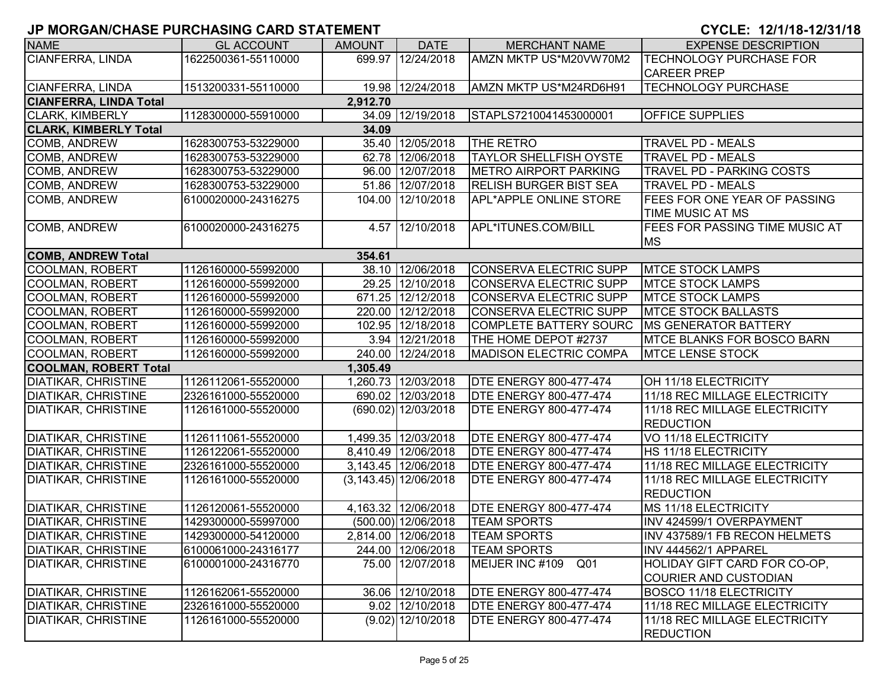# JP MORGAN/CHASE PURCHASING CARD STATEMENT

CYCLE: 12/1/18-12/31/18

| NAME | GL ACCOUNT | AMOUNT | DATE | MERCHANT NAME | EXPENSE DESCRIPTION |
|---|---|---|---|---|---|
| CIANFERRA, LINDA | 1622500361-55110000 | 699.97 | 12/24/2018 | AMZN MKTP US*M20VW70M2 | TECHNOLOGY PURCHASE FOR CAREER PREP |
| CIANFERRA, LINDA | 1513200331-55110000 | 19.98 | 12/24/2018 | AMZN MKTP US*M24RD6H91 | TECHNOLOGY PURCHASE |
| **CIANFERRA, LINDA Total** | | **2,912.70** | | | |
| CLARK, KIMBERLY | 1128300000-55910000 | 34.09 | 12/19/2018 | STAPLS7210041453000001 | OFFICE SUPPLIES |
| **CLARK, KIMBERLY Total** | | **34.09** | | | |
| COMB, ANDREW | 1628300753-53229000 | 35.40 | 12/05/2018 | THE RETRO | TRAVEL PD - MEALS |
| COMB, ANDREW | 1628300753-53229000 | 62.78 | 12/06/2018 | TAYLOR SHELLFISH OYSTE | TRAVEL PD - MEALS |
| COMB, ANDREW | 1628300753-53229000 | 96.00 | 12/07/2018 | METRO AIRPORT PARKING | TRAVEL PD - PARKING COSTS |
| COMB, ANDREW | 1628300753-53229000 | 51.86 | 12/07/2018 | RELISH BURGER BIST SEA | TRAVEL PD - MEALS |
| COMB, ANDREW | 6100020000-24316275 | 104.00 | 12/10/2018 | APL*APPLE ONLINE STORE | FEES FOR ONE YEAR OF PASSING TIME MUSIC AT MS |
| COMB, ANDREW | 6100020000-24316275 | 4.57 | 12/10/2018 | APL*ITUNES.COM/BILL | FEES FOR PASSING TIME MUSIC AT MS |
| **COMB, ANDREW Total** | | **354.61** | | | |
| COOLMAN, ROBERT | 1126160000-55992000 | 38.10 | 12/06/2018 | CONSERVA ELECTRIC SUPP | MTCE STOCK LAMPS |
| COOLMAN, ROBERT | 1126160000-55992000 | 29.25 | 12/10/2018 | CONSERVA ELECTRIC SUPP | MTCE STOCK LAMPS |
| COOLMAN, ROBERT | 1126160000-55992000 | 671.25 | 12/12/2018 | CONSERVA ELECTRIC SUPP | MTCE STOCK LAMPS |
| COOLMAN, ROBERT | 1126160000-55992000 | 220.00 | 12/12/2018 | CONSERVA ELECTRIC SUPP | MTCE STOCK BALLASTS |
| COOLMAN, ROBERT | 1126160000-55992000 | 102.95 | 12/18/2018 | COMPLETE BATTERY SOURC | MS GENERATOR BATTERY |
| COOLMAN, ROBERT | 1126160000-55992000 | 3.94 | 12/21/2018 | THE HOME DEPOT #2737 | MTCE BLANKS FOR BOSCO BARN |
| COOLMAN, ROBERT | 1126160000-55992000 | 240.00 | 12/24/2018 | MADISON ELECTRIC COMPA | MTCE LENSE STOCK |
| **COOLMAN, ROBERT Total** | | **1,305.49** | | | |
| DIATIKAR, CHRISTINE | 1126112061-55520000 | 1,260.73 | 12/03/2018 | DTE ENERGY 800-477-474 | OH 11/18 ELECTRICITY |
| DIATIKAR, CHRISTINE | 2326161000-55520000 | 690.02 | 12/03/2018 | DTE ENERGY 800-477-474 | 11/18 REC MILLAGE ELECTRICITY |
| DIATIKAR, CHRISTINE | 1126161000-55520000 | (690.02) | 12/03/2018 | DTE ENERGY 800-477-474 | 11/18 REC MILLAGE ELECTRICITY REDUCTION |
| DIATIKAR, CHRISTINE | 1126111061-55520000 | 1,499.35 | 12/03/2018 | DTE ENERGY 800-477-474 | VO 11/18 ELECTRICITY |
| DIATIKAR, CHRISTINE | 1126122061-55520000 | 8,410.49 | 12/06/2018 | DTE ENERGY 800-477-474 | HS 11/18 ELECTRICITY |
| DIATIKAR, CHRISTINE | 2326161000-55520000 | 3,143.45 | 12/06/2018 | DTE ENERGY 800-477-474 | 11/18 REC MILLAGE ELECTRICITY |
| DIATIKAR, CHRISTINE | 1126161000-55520000 | (3,143.45) | 12/06/2018 | DTE ENERGY 800-477-474 | 11/18 REC MILLAGE ELECTRICITY REDUCTION |
| DIATIKAR, CHRISTINE | 1126120061-55520000 | 4,163.32 | 12/06/2018 | DTE ENERGY 800-477-474 | MS 11/18 ELECTRICITY |
| DIATIKAR, CHRISTINE | 1429300000-55997000 | (500.00) | 12/06/2018 | TEAM SPORTS | INV 424599/1 OVERPAYMENT |
| DIATIKAR, CHRISTINE | 1429300000-54120000 | 2,814.00 | 12/06/2018 | TEAM SPORTS | INV 437589/1 FB RECON HELMETS |
| DIATIKAR, CHRISTINE | 6100061000-24316177 | 244.00 | 12/06/2018 | TEAM SPORTS | INV 444562/1 APPAREL |
| DIATIKAR, CHRISTINE | 6100001000-24316770 | 75.00 | 12/07/2018 | MEIJER INC #109 Q01 | HOLIDAY GIFT CARD FOR CO-OP, COURIER AND CUSTODIAN |
| DIATIKAR, CHRISTINE | 1126162061-55520000 | 36.06 | 12/10/2018 | DTE ENERGY 800-477-474 | BOSCO 11/18 ELECTRICITY |
| DIATIKAR, CHRISTINE | 2326161000-55520000 | 9.02 | 12/10/2018 | DTE ENERGY 800-477-474 | 11/18 REC MILLAGE ELECTRICITY |
| DIATIKAR, CHRISTINE | 1126161000-55520000 | (9.02) | 12/10/2018 | DTE ENERGY 800-477-474 | 11/18 REC MILLAGE ELECTRICITY REDUCTION |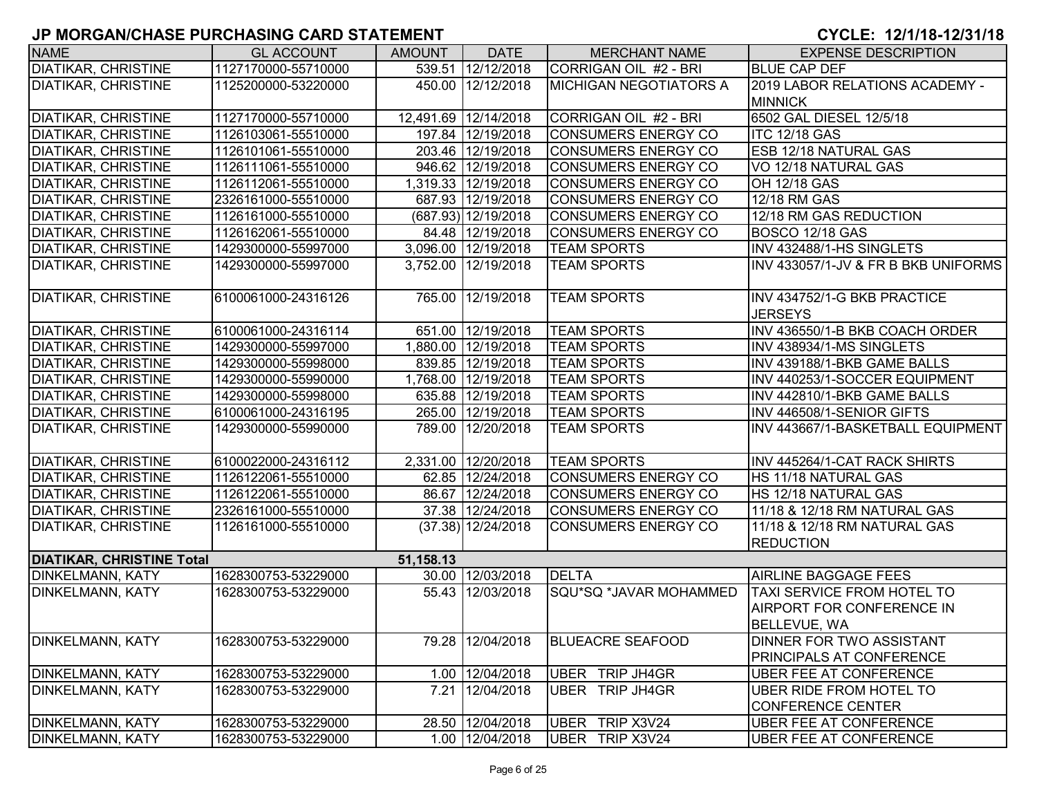## JP MORGAN/CHASE PURCHASING CARD STATEMENT

**CYCLE: 12/1/18-12/31/18**

| NAME | GL ACCOUNT | AMOUNT | DATE | MERCHANT NAME | EXPENSE DESCRIPTION |
|---|---|---|---|---|---|
| DIATIKAR, CHRISTINE | 1127170000-55710000 | 539.51 | 12/12/2018 | CORRIGAN OIL #2 - BRI | BLUE CAP DEF |
| DIATIKAR, CHRISTINE | 1125200000-53220000 | 450.00 | 12/12/2018 | MICHIGAN NEGOTIATORS A | 2019 LABOR RELATIONS ACADEMY - MINNICK |
| DIATIKAR, CHRISTINE | 1127170000-55710000 | 12,491.69 | 12/14/2018 | CORRIGAN OIL #2 - BRI | 6502 GAL DIESEL 12/5/18 |
| DIATIKAR, CHRISTINE | 1126103061-55510000 | 197.84 | 12/19/2018 | CONSUMERS ENERGY CO | ITC 12/18 GAS |
| DIATIKAR, CHRISTINE | 1126101061-55510000 | 203.46 | 12/19/2018 | CONSUMERS ENERGY CO | ESB 12/18 NATURAL GAS |
| DIATIKAR, CHRISTINE | 1126111061-55510000 | 946.62 | 12/19/2018 | CONSUMERS ENERGY CO | VO 12/18 NATURAL GAS |
| DIATIKAR, CHRISTINE | 1126112061-55510000 | 1,319.33 | 12/19/2018 | CONSUMERS ENERGY CO | OH 12/18 GAS |
| DIATIKAR, CHRISTINE | 2326161000-55510000 | 687.93 | 12/19/2018 | CONSUMERS ENERGY CO | 12/18 RM GAS |
| DIATIKAR, CHRISTINE | 1126161000-55510000 | (687.93) | 12/19/2018 | CONSUMERS ENERGY CO | 12/18 RM GAS REDUCTION |
| DIATIKAR, CHRISTINE | 1126162061-55510000 | 84.48 | 12/19/2018 | CONSUMERS ENERGY CO | BOSCO 12/18 GAS |
| DIATIKAR, CHRISTINE | 1429300000-55997000 | 3,096.00 | 12/19/2018 | TEAM SPORTS | INV 432488/1-HS SINGLETS |
| DIATIKAR, CHRISTINE | 1429300000-55997000 | 3,752.00 | 12/19/2018 | TEAM SPORTS | INV 433057/1-JV & FR B BKB UNIFORMS |
| DIATIKAR, CHRISTINE | 6100061000-24316126 | 765.00 | 12/19/2018 | TEAM SPORTS | INV 434752/1-G BKB PRACTICE JERSEYS |
| DIATIKAR, CHRISTINE | 6100061000-24316114 | 651.00 | 12/19/2018 | TEAM SPORTS | INV 436550/1-B BKB COACH ORDER |
| DIATIKAR, CHRISTINE | 1429300000-55997000 | 1,880.00 | 12/19/2018 | TEAM SPORTS | INV 438934/1-MS SINGLETS |
| DIATIKAR, CHRISTINE | 1429300000-55998000 | 839.85 | 12/19/2018 | TEAM SPORTS | INV 439188/1-BKB GAME BALLS |
| DIATIKAR, CHRISTINE | 1429300000-55990000 | 1,768.00 | 12/19/2018 | TEAM SPORTS | INV 440253/1-SOCCER EQUIPMENT |
| DIATIKAR, CHRISTINE | 1429300000-55998000 | 635.88 | 12/19/2018 | TEAM SPORTS | INV 442810/1-BKB GAME BALLS |
| DIATIKAR, CHRISTINE | 6100061000-24316195 | 265.00 | 12/19/2018 | TEAM SPORTS | INV 446508/1-SENIOR GIFTS |
| DIATIKAR, CHRISTINE | 1429300000-55990000 | 789.00 | 12/20/2018 | TEAM SPORTS | INV 443667/1-BASKETBALL EQUIPMENT |
| DIATIKAR, CHRISTINE | 6100022000-24316112 | 2,331.00 | 12/20/2018 | TEAM SPORTS | INV 445264/1-CAT RACK SHIRTS |
| DIATIKAR, CHRISTINE | 1126122061-55510000 | 62.85 | 12/24/2018 | CONSUMERS ENERGY CO | HS 11/18 NATURAL GAS |
| DIATIKAR, CHRISTINE | 1126122061-55510000 | 86.67 | 12/24/2018 | CONSUMERS ENERGY CO | HS 12/18 NATURAL GAS |
| DIATIKAR, CHRISTINE | 2326161000-55510000 | 37.38 | 12/24/2018 | CONSUMERS ENERGY CO | 11/18 & 12/18 RM NATURAL GAS |
| DIATIKAR, CHRISTINE | 1126161000-55510000 | (37.38) | 12/24/2018 | CONSUMERS ENERGY CO | 11/18 & 12/18 RM NATURAL GAS REDUCTION |
| **DIATIKAR, CHRISTINE Total** | | **51,158.13** | | | |
| DINKELMANN, KATY | 1628300753-53229000 | 30.00 | 12/03/2018 | DELTA | AIRLINE BAGGAGE FEES |
| DINKELMANN, KATY | 1628300753-53229000 | 55.43 | 12/03/2018 | SQU*SQ *JAVAR MOHAMMED | TAXI SERVICE FROM HOTEL TO AIRPORT FOR CONFERENCE IN BELLEVUE, WA |
| DINKELMANN, KATY | 1628300753-53229000 | 79.28 | 12/04/2018 | BLUEACRE SEAFOOD | DINNER FOR TWO ASSISTANT PRINCIPALS AT CONFERENCE |
| DINKELMANN, KATY | 1628300753-53229000 | 1.00 | 12/04/2018 | UBER TRIP JH4GR | UBER FEE AT CONFERENCE |
| DINKELMANN, KATY | 1628300753-53229000 | 7.21 | 12/04/2018 | UBER TRIP JH4GR | UBER RIDE FROM HOTEL TO CONFERENCE CENTER |
| DINKELMANN, KATY | 1628300753-53229000 | 28.50 | 12/04/2018 | UBER TRIP X3V24 | UBER FEE AT CONFERENCE |
| DINKELMANN, KATY | 1628300753-53229000 | 1.00 | 12/04/2018 | UBER TRIP X3V24 | UBER FEE AT CONFERENCE |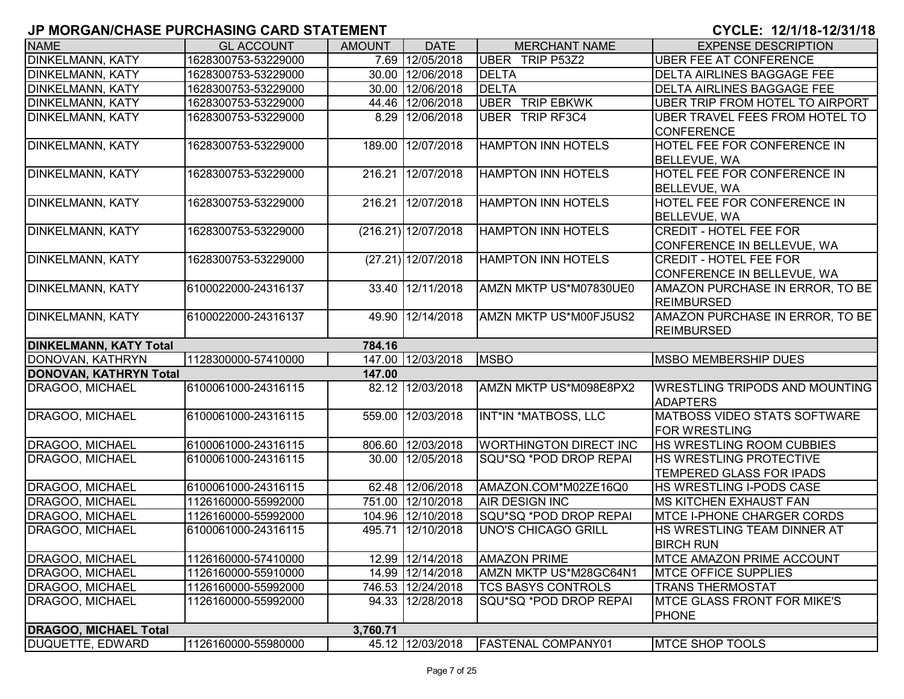# JP MORGAN/CHASE PURCHASING CARD STATEMENT

**CYCLE: 12/1/18-12/31/18**

| NAME | GL ACCOUNT | AMOUNT | DATE | MERCHANT NAME | EXPENSE DESCRIPTION |
|---|---|---|---|---|---|
| DINKELMANN, KATY | 1628300753-53229000 | 7.69 | 12/05/2018 | UBER TRIP P53Z2 | UBER FEE AT CONFERENCE |
| DINKELMANN, KATY | 1628300753-53229000 | 30.00 | 12/06/2018 | DELTA | DELTA AIRLINES BAGGAGE FEE |
| DINKELMANN, KATY | 1628300753-53229000 | 30.00 | 12/06/2018 | DELTA | DELTA AIRLINES BAGGAGE FEE |
| DINKELMANN, KATY | 1628300753-53229000 | 44.46 | 12/06/2018 | UBER TRIP EBKWK | UBER TRIP FROM HOTEL TO AIRPORT |
| DINKELMANN, KATY | 1628300753-53229000 | 8.29 | 12/06/2018 | UBER TRIP RF3C4 | UBER TRAVEL FEES FROM HOTEL TO CONFERENCE |
| DINKELMANN, KATY | 1628300753-53229000 | 189.00 | 12/07/2018 | HAMPTON INN HOTELS | HOTEL FEE FOR CONFERENCE IN BELLEVUE, WA |
| DINKELMANN, KATY | 1628300753-53229000 | 216.21 | 12/07/2018 | HAMPTON INN HOTELS | HOTEL FEE FOR CONFERENCE IN BELLEVUE, WA |
| DINKELMANN, KATY | 1628300753-53229000 | 216.21 | 12/07/2018 | HAMPTON INN HOTELS | HOTEL FEE FOR CONFERENCE IN BELLEVUE, WA |
| DINKELMANN, KATY | 1628300753-53229000 | (216.21) | 12/07/2018 | HAMPTON INN HOTELS | CREDIT - HOTEL FEE FOR CONFERENCE IN BELLEVUE, WA |
| DINKELMANN, KATY | 1628300753-53229000 | (27.21) | 12/07/2018 | HAMPTON INN HOTELS | CREDIT - HOTEL FEE FOR CONFERENCE IN BELLEVUE, WA |
| DINKELMANN, KATY | 6100022000-24316137 | 33.40 | 12/11/2018 | AMZN MKTP US*M07830UE0 | AMAZON PURCHASE IN ERROR, TO BE REIMBURSED |
| DINKELMANN, KATY | 6100022000-24316137 | 49.90 | 12/14/2018 | AMZN MKTP US*M00FJ5US2 | AMAZON PURCHASE IN ERROR, TO BE REIMBURSED |
| **DINKELMANN, KATY Total** | | **784.16** | | | |
| DONOVAN, KATHRYN | 1128300000-57410000 | 147.00 | 12/03/2018 | MSBO | MSBO MEMBERSHIP DUES |
| **DONOVAN, KATHRYN Total** | | **147.00** | | | |
| DRAGOO, MICHAEL | 6100061000-24316115 | 82.12 | 12/03/2018 | AMZN MKTP US*M098E8PX2 | WRESTLING TRIPODS AND MOUNTING ADAPTERS |
| DRAGOO, MICHAEL | 6100061000-24316115 | 559.00 | 12/03/2018 | INT*IN *MATBOSS, LLC | MATBOSS VIDEO STATS SOFTWARE FOR WRESTLING |
| DRAGOO, MICHAEL | 6100061000-24316115 | 806.60 | 12/03/2018 | WORTHINGTON DIRECT INC | HS WRESTLING ROOM CUBBIES |
| DRAGOO, MICHAEL | 6100061000-24316115 | 30.00 | 12/05/2018 | SQU*SQ *POD DROP REPAI | HS WRESTLING PROTECTIVE TEMPERED GLASS FOR IPADS |
| DRAGOO, MICHAEL | 6100061000-24316115 | 62.48 | 12/06/2018 | AMAZON.COM*M02ZE16Q0 | HS WRESTLING I-PODS CASE |
| DRAGOO, MICHAEL | 1126160000-55992000 | 751.00 | 12/10/2018 | AIR DESIGN INC | MS KITCHEN EXHAUST FAN |
| DRAGOO, MICHAEL | 1126160000-55992000 | 104.96 | 12/10/2018 | SQU*SQ *POD DROP REPAI | MTCE I-PHONE CHARGER CORDS |
| DRAGOO, MICHAEL | 6100061000-24316115 | 495.71 | 12/10/2018 | UNO'S CHICAGO GRILL | HS WRESTLING TEAM DINNER AT BIRCH RUN |
| DRAGOO, MICHAEL | 1126160000-57410000 | 12.99 | 12/14/2018 | AMAZON PRIME | MTCE AMAZON PRIME ACCOUNT |
| DRAGOO, MICHAEL | 1126160000-55910000 | 14.99 | 12/14/2018 | AMZN MKTP US*M28GC64N1 | MTCE OFFICE SUPPLIES |
| DRAGOO, MICHAEL | 1126160000-55992000 | 746.53 | 12/24/2018 | TCS BASYS CONTROLS | TRANS THERMOSTAT |
| DRAGOO, MICHAEL | 1126160000-55992000 | 94.33 | 12/28/2018 | SQU*SQ *POD DROP REPAI | MTCE GLASS FRONT FOR MIKE'S PHONE |
| **DRAGOO, MICHAEL Total** | | **3,760.71** | | | |
| DUQUETTE, EDWARD | 1126160000-55980000 | 45.12 | 12/03/2018 | FASTENAL COMPANY01 | MTCE SHOP TOOLS |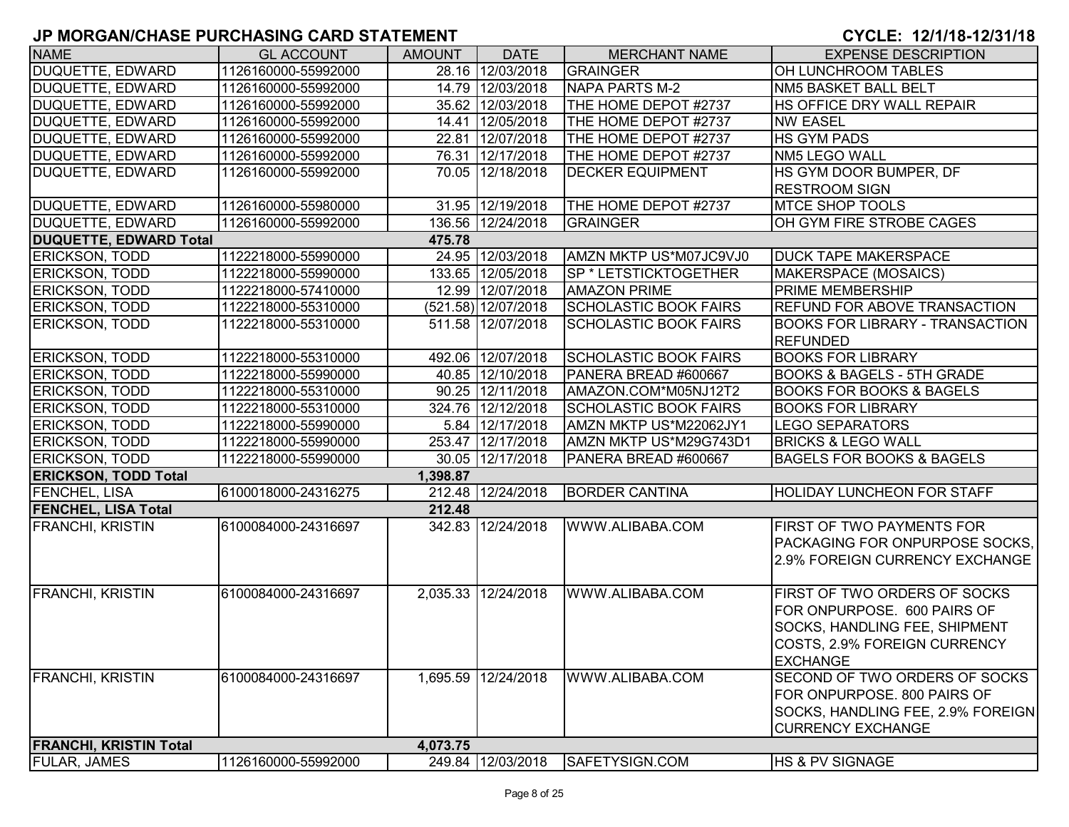## JP MORGAN/CHASE PURCHASING CARD STATEMENT

**CYCLE: 12/1/18-12/31/18**

| NAME | GL ACCOUNT | AMOUNT | DATE | MERCHANT NAME | EXPENSE DESCRIPTION |
|---|---|---|---|---|---|
| DUQUETTE, EDWARD | 1126160000-55992000 | 28.16 | 12/03/2018 | GRAINGER | OH LUNCHROOM TABLES |
| DUQUETTE, EDWARD | 1126160000-55992000 | 14.79 | 12/03/2018 | NAPA PARTS M-2 | NM5 BASKET BALL BELT |
| DUQUETTE, EDWARD | 1126160000-55992000 | 35.62 | 12/03/2018 | THE HOME DEPOT #2737 | HS OFFICE DRY WALL REPAIR |
| DUQUETTE, EDWARD | 1126160000-55992000 | 14.41 | 12/05/2018 | THE HOME DEPOT #2737 | NW EASEL |
| DUQUETTE, EDWARD | 1126160000-55992000 | 22.81 | 12/07/2018 | THE HOME DEPOT #2737 | HS GYM PADS |
| DUQUETTE, EDWARD | 1126160000-55992000 | 76.31 | 12/17/2018 | THE HOME DEPOT #2737 | NM5 LEGO WALL |
| DUQUETTE, EDWARD | 1126160000-55992000 | 70.05 | 12/18/2018 | DECKER EQUIPMENT | HS GYM DOOR BUMPER, DF RESTROOM SIGN |
| DUQUETTE, EDWARD | 1126160000-55980000 | 31.95 | 12/19/2018 | THE HOME DEPOT #2737 | MTCE SHOP TOOLS |
| DUQUETTE, EDWARD | 1126160000-55992000 | 136.56 | 12/24/2018 | GRAINGER | OH GYM FIRE STROBE CAGES |
| **DUQUETTE, EDWARD Total** | | **475.78** | | | |
| ERICKSON, TODD | 1122218000-55990000 | 24.95 | 12/03/2018 | AMZN MKTP US*M07JC9VJ0 | DUCK TAPE MAKERSPACE |
| ERICKSON, TODD | 1122218000-55990000 | 133.65 | 12/05/2018 | SP * LETSTICKTOGETHER | MAKERSPACE (MOSAICS) |
| ERICKSON, TODD | 1122218000-57410000 | 12.99 | 12/07/2018 | AMAZON PRIME | PRIME MEMBERSHIP |
| ERICKSON, TODD | 1122218000-55310000 | (521.58) | 12/07/2018 | SCHOLASTIC BOOK FAIRS | REFUND FOR ABOVE TRANSACTION |
| ERICKSON, TODD | 1122218000-55310000 | 511.58 | 12/07/2018 | SCHOLASTIC BOOK FAIRS | BOOKS FOR LIBRARY - TRANSACTION REFUNDED |
| ERICKSON, TODD | 1122218000-55310000 | 492.06 | 12/07/2018 | SCHOLASTIC BOOK FAIRS | BOOKS FOR LIBRARY |
| ERICKSON, TODD | 1122218000-55990000 | 40.85 | 12/10/2018 | PANERA BREAD #600667 | BOOKS & BAGELS - 5TH GRADE |
| ERICKSON, TODD | 1122218000-55310000 | 90.25 | 12/11/2018 | AMAZON.COM*M05NJ12T2 | BOOKS FOR BOOKS & BAGELS |
| ERICKSON, TODD | 1122218000-55310000 | 324.76 | 12/12/2018 | SCHOLASTIC BOOK FAIRS | BOOKS FOR LIBRARY |
| ERICKSON, TODD | 1122218000-55990000 | 5.84 | 12/17/2018 | AMZN MKTP US*M22062JY1 | LEGO SEPARATORS |
| ERICKSON, TODD | 1122218000-55990000 | 253.47 | 12/17/2018 | AMZN MKTP US*M29G743D1 | BRICKS & LEGO WALL |
| ERICKSON, TODD | 1122218000-55990000 | 30.05 | 12/17/2018 | PANERA BREAD #600667 | BAGELS FOR BOOKS & BAGELS |
| **ERICKSON, TODD Total** | | **1,398.87** | | | |
| FENCHEL, LISA | 6100018000-24316275 | 212.48 | 12/24/2018 | BORDER CANTINA | HOLIDAY LUNCHEON FOR STAFF |
| **FENCHEL, LISA Total** | | **212.48** | | | |
| FRANCHI, KRISTIN | 6100084000-24316697 | 342.83 | 12/24/2018 | WWW.ALIBABA.COM | FIRST OF TWO PAYMENTS FOR PACKAGING FOR ONPURPOSE SOCKS, 2.9% FOREIGN CURRENCY EXCHANGE |
| FRANCHI, KRISTIN | 6100084000-24316697 | 2,035.33 | 12/24/2018 | WWW.ALIBABA.COM | FIRST OF TWO ORDERS OF SOCKS FOR ONPURPOSE. 600 PAIRS OF SOCKS, HANDLING FEE, SHIPMENT COSTS, 2.9% FOREIGN CURRENCY EXCHANGE |
| FRANCHI, KRISTIN | 6100084000-24316697 | 1,695.59 | 12/24/2018 | WWW.ALIBABA.COM | SECOND OF TWO ORDERS OF SOCKS FOR ONPURPOSE. 800 PAIRS OF SOCKS, HANDLING FEE, 2.9% FOREIGN CURRENCY EXCHANGE |
| **FRANCHI, KRISTIN Total** | | **4,073.75** | | | |
| FULAR, JAMES | 1126160000-55992000 | 249.84 | 12/03/2018 | SAFETYSIGN.COM | HS & PV SIGNAGE |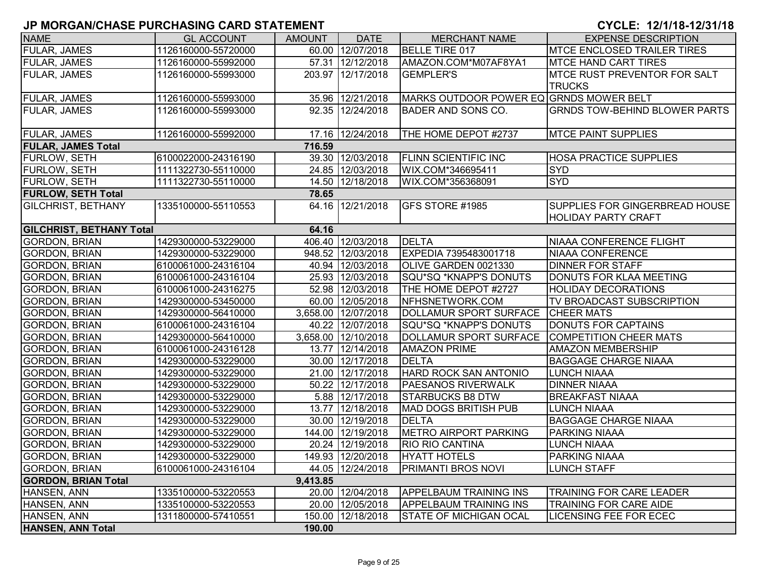# JP MORGAN/CHASE PURCHASING CARD STATEMENT

**CYCLE: 12/1/18-12/31/18**

| NAME | GL ACCOUNT | AMOUNT | DATE | MERCHANT NAME | EXPENSE DESCRIPTION |
|---|---|---|---|---|---|
| FULAR, JAMES | 1126160000-55720000 | 60.00 | 12/07/2018 | BELLE TIRE 017 | MTCE ENCLOSED TRAILER TIRES |
| FULAR, JAMES | 1126160000-55992000 | 57.31 | 12/12/2018 | AMAZON.COM*M07AF8YA1 | MTCE HAND CART TIRES |
| FULAR, JAMES | 1126160000-55993000 | 203.97 | 12/17/2018 | GEMPLER'S | MTCE RUST PREVENTOR FOR SALT TRUCKS |
| FULAR, JAMES | 1126160000-55993000 | 35.96 | 12/21/2018 | MARKS OUTDOOR POWER EQ | GRNDS MOWER BELT |
| FULAR, JAMES | 1126160000-55993000 | 92.35 | 12/24/2018 | BADER AND SONS CO. | GRNDS TOW-BEHIND BLOWER PARTS |
| FULAR, JAMES | 1126160000-55992000 | 17.16 | 12/24/2018 | THE HOME DEPOT #2737 | MTCE PAINT SUPPLIES |
| **FULAR, JAMES Total** | | **716.59** | | | |
| FURLOW, SETH | 6100022000-24316190 | 39.30 | 12/03/2018 | FLINN SCIENTIFIC INC | HOSA PRACTICE SUPPLIES |
| FURLOW, SETH | 1111322730-55110000 | 24.85 | 12/03/2018 | WIX.COM*346695411 | SYD |
| FURLOW, SETH | 1111322730-55110000 | 14.50 | 12/18/2018 | WIX.COM*356368091 | SYD |
| **FURLOW, SETH Total** | | **78.65** | | | |
| GILCHRIST, BETHANY | 1335100000-55110553 | 64.16 | 12/21/2018 | GFS STORE #1985 | SUPPLIES FOR GINGERBREAD HOUSE HOLIDAY PARTY CRAFT |
| **GILCHRIST, BETHANY Total** | | **64.16** | | | |
| GORDON, BRIAN | 1429300000-53229000 | 406.40 | 12/03/2018 | DELTA | NIAAA CONFERENCE FLIGHT |
| GORDON, BRIAN | 1429300000-53229000 | 948.52 | 12/03/2018 | EXPEDIA 7395483001718 | NIAAA CONFERENCE |
| GORDON, BRIAN | 6100061000-24316104 | 40.94 | 12/03/2018 | OLIVE GARDEN 0021330 | DINNER FOR STAFF |
| GORDON, BRIAN | 6100061000-24316104 | 25.93 | 12/03/2018 | SQU*SQ *KNAPP'S DONUTS | DONUTS FOR KLAA MEETING |
| GORDON, BRIAN | 6100061000-24316275 | 52.98 | 12/03/2018 | THE HOME DEPOT #2727 | HOLIDAY DECORATIONS |
| GORDON, BRIAN | 1429300000-53450000 | 60.00 | 12/05/2018 | NFHSNETWORK.COM | TV BROADCAST SUBSCRIPTION |
| GORDON, BRIAN | 1429300000-56410000 | 3,658.00 | 12/07/2018 | DOLLAMUR SPORT SURFACE | CHEER MATS |
| GORDON, BRIAN | 6100061000-24316104 | 40.22 | 12/07/2018 | SQU*SQ *KNAPP'S DONUTS | DONUTS FOR CAPTAINS |
| GORDON, BRIAN | 1429300000-56410000 | 3,658.00 | 12/10/2018 | DOLLAMUR SPORT SURFACE | COMPETITION CHEER MATS |
| GORDON, BRIAN | 6100061000-24316128 | 13.77 | 12/14/2018 | AMAZON PRIME | AMAZON MEMBERSHIP |
| GORDON, BRIAN | 1429300000-53229000 | 30.00 | 12/17/2018 | DELTA | BAGGAGE CHARGE NIAAA |
| GORDON, BRIAN | 1429300000-53229000 | 21.00 | 12/17/2018 | HARD ROCK SAN ANTONIO | LUNCH NIAAA |
| GORDON, BRIAN | 1429300000-53229000 | 50.22 | 12/17/2018 | PAESANOS RIVERWALK | DINNER NIAAA |
| GORDON, BRIAN | 1429300000-53229000 | 5.88 | 12/17/2018 | STARBUCKS B8 DTW | BREAKFAST NIAAA |
| GORDON, BRIAN | 1429300000-53229000 | 13.77 | 12/18/2018 | MAD DOGS BRITISH PUB | LUNCH NIAAA |
| GORDON, BRIAN | 1429300000-53229000 | 30.00 | 12/19/2018 | DELTA | BAGGAGE CHARGE NIAAA |
| GORDON, BRIAN | 1429300000-53229000 | 144.00 | 12/19/2018 | METRO AIRPORT PARKING | PARKING NIAAA |
| GORDON, BRIAN | 1429300000-53229000 | 20.24 | 12/19/2018 | RIO RIO CANTINA | LUNCH NIAAA |
| GORDON, BRIAN | 1429300000-53229000 | 149.93 | 12/20/2018 | HYATT HOTELS | PARKING NIAAA |
| GORDON, BRIAN | 6100061000-24316104 | 44.05 | 12/24/2018 | PRIMANTI BROS NOVI | LUNCH STAFF |
| **GORDON, BRIAN Total** | | **9,413.85** | | | |
| HANSEN, ANN | 1335100000-53220553 | 20.00 | 12/04/2018 | APPELBAUM TRAINING INS | TRAINING FOR CARE LEADER |
| HANSEN, ANN | 1335100000-53220553 | 20.00 | 12/05/2018 | APPELBAUM TRAINING INS | TRAINING FOR CARE AIDE |
| HANSEN, ANN | 1311800000-57410551 | 150.00 | 12/18/2018 | STATE OF MICHIGAN OCAL | LICENSING FEE FOR ECEC |
| **HANSEN, ANN Total** | | **190.00** | | | |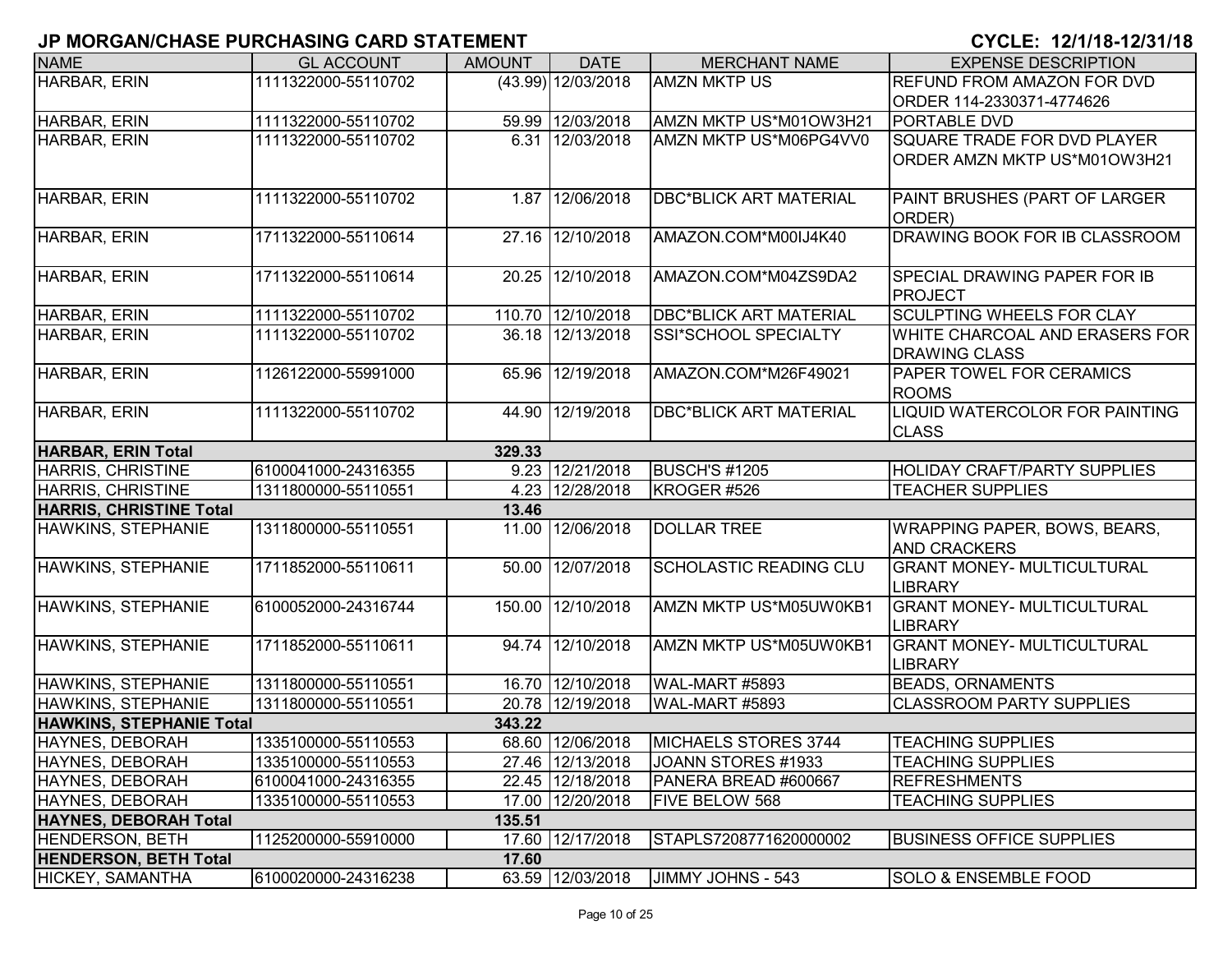# JP MORGAN/CHASE PURCHASING CARD STATEMENT

**CYCLE: 12/1/18-12/31/18**

| NAME | GL ACCOUNT | AMOUNT | DATE | MERCHANT NAME | EXPENSE DESCRIPTION |
|---|---|---|---|---|---|
| HARBAR, ERIN | 1111322000-55110702 | (43.99) | 12/03/2018 | AMZN MKTP US | REFUND FROM AMAZON FOR DVD ORDER 114-2330371-4774626 |
| HARBAR, ERIN | 1111322000-55110702 | 59.99 | 12/03/2018 | AMZN MKTP US*M01OW3H21 | PORTABLE DVD |
| HARBAR, ERIN | 1111322000-55110702 | 6.31 | 12/03/2018 | AMZN MKTP US*M06PG4VV0 | SQUARE TRADE FOR DVD PLAYER ORDER AMZN MKTP US*M01OW3H21 |
| HARBAR, ERIN | 1111322000-55110702 | 1.87 | 12/06/2018 | DBC*BLICK ART MATERIAL | PAINT BRUSHES (PART OF LARGER ORDER) |
| HARBAR, ERIN | 1711322000-55110614 | 27.16 | 12/10/2018 | AMAZON.COM*M00IJ4K40 | DRAWING BOOK FOR IB CLASSROOM |
| HARBAR, ERIN | 1711322000-55110614 | 20.25 | 12/10/2018 | AMAZON.COM*M04ZS9DA2 | SPECIAL DRAWING PAPER FOR IB PROJECT |
| HARBAR, ERIN | 1111322000-55110702 | 110.70 | 12/10/2018 | DBC*BLICK ART MATERIAL | SCULPTING WHEELS FOR CLAY |
| HARBAR, ERIN | 1111322000-55110702 | 36.18 | 12/13/2018 | SSI*SCHOOL SPECIALTY | WHITE CHARCOAL AND ERASERS FOR DRAWING CLASS |
| HARBAR, ERIN | 1126122000-55991000 | 65.96 | 12/19/2018 | AMAZON.COM*M26F49021 | PAPER TOWEL FOR CERAMICS ROOMS |
| HARBAR, ERIN | 1111322000-55110702 | 44.90 | 12/19/2018 | DBC*BLICK ART MATERIAL | LIQUID WATERCOLOR FOR PAINTING CLASS |
| **HARBAR, ERIN Total** | | **329.33** | | | |
| HARRIS, CHRISTINE | 6100041000-24316355 | 9.23 | 12/21/2018 | BUSCH'S #1205 | HOLIDAY CRAFT/PARTY SUPPLIES |
| HARRIS, CHRISTINE | 1311800000-55110551 | 4.23 | 12/28/2018 | KROGER #526 | TEACHER SUPPLIES |
| **HARRIS, CHRISTINE Total** | | **13.46** | | | |
| HAWKINS, STEPHANIE | 1311800000-55110551 | 11.00 | 12/06/2018 | DOLLAR TREE | WRAPPING PAPER, BOWS, BEARS, AND CRACKERS |
| HAWKINS, STEPHANIE | 1711852000-55110611 | 50.00 | 12/07/2018 | SCHOLASTIC READING CLU | GRANT MONEY- MULTICULTURAL LIBRARY |
| HAWKINS, STEPHANIE | 6100052000-24316744 | 150.00 | 12/10/2018 | AMZN MKTP US*M05UW0KB1 | GRANT MONEY- MULTICULTURAL LIBRARY |
| HAWKINS, STEPHANIE | 1711852000-55110611 | 94.74 | 12/10/2018 | AMZN MKTP US*M05UW0KB1 | GRANT MONEY- MULTICULTURAL LIBRARY |
| HAWKINS, STEPHANIE | 1311800000-55110551 | 16.70 | 12/10/2018 | WAL-MART #5893 | BEADS, ORNAMENTS |
| HAWKINS, STEPHANIE | 1311800000-55110551 | 20.78 | 12/19/2018 | WAL-MART #5893 | CLASSROOM PARTY SUPPLIES |
| **HAWKINS, STEPHANIE Total** | | **343.22** | | | |
| HAYNES, DEBORAH | 1335100000-55110553 | 68.60 | 12/06/2018 | MICHAELS STORES 3744 | TEACHING SUPPLIES |
| HAYNES, DEBORAH | 1335100000-55110553 | 27.46 | 12/13/2018 | JOANN STORES #1933 | TEACHING SUPPLIES |
| HAYNES, DEBORAH | 6100041000-24316355 | 22.45 | 12/18/2018 | PANERA BREAD #600667 | REFRESHMENTS |
| HAYNES, DEBORAH | 1335100000-55110553 | 17.00 | 12/20/2018 | FIVE BELOW 568 | TEACHING SUPPLIES |
| **HAYNES, DEBORAH Total** | | **135.51** | | | |
| HENDERSON, BETH | 1125200000-55910000 | 17.60 | 12/17/2018 | STAPLS7208771620000002 | BUSINESS OFFICE SUPPLIES |
| **HENDERSON, BETH Total** | | **17.60** | | | |
| HICKEY, SAMANTHA | 6100020000-24316238 | 63.59 | 12/03/2018 | JIMMY JOHNS - 543 | SOLO & ENSEMBLE FOOD |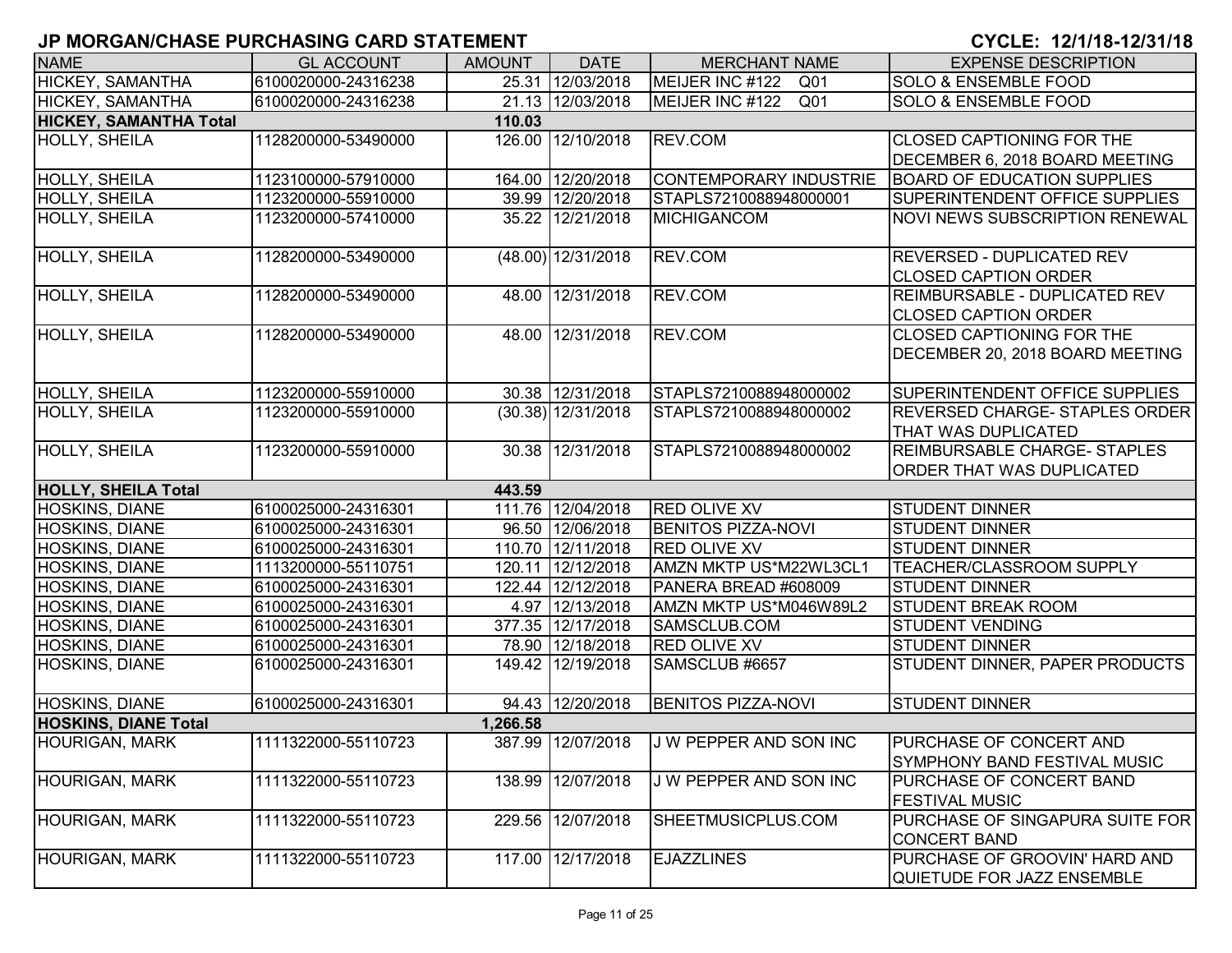# JP MORGAN/CHASE PURCHASING CARD STATEMENT

**CYCLE: 12/1/18-12/31/18**

| NAME | GL ACCOUNT | AMOUNT | DATE | MERCHANT NAME | EXPENSE DESCRIPTION |
|---|---|---|---|---|---|
| HICKEY, SAMANTHA | 6100020000-24316238 | 25.31 | 12/03/2018 | MEIJER INC #122 Q01 | SOLO & ENSEMBLE FOOD |
| HICKEY, SAMANTHA | 6100020000-24316238 | 21.13 | 12/03/2018 | MEIJER INC #122 Q01 | SOLO & ENSEMBLE FOOD |
| **HICKEY, SAMANTHA Total** | | **110.03** | | | |
| HOLLY, SHEILA | 1128200000-53490000 | 126.00 | 12/10/2018 | REV.COM | CLOSED CAPTIONING FOR THE DECEMBER 6, 2018 BOARD MEETING |
| HOLLY, SHEILA | 1123100000-57910000 | 164.00 | 12/20/2018 | CONTEMPORARY INDUSTRIE | BOARD OF EDUCATION SUPPLIES |
| HOLLY, SHEILA | 1123200000-55910000 | 39.99 | 12/20/2018 | STAPLS7210088948000001 | SUPERINTENDENT OFFICE SUPPLIES |
| HOLLY, SHEILA | 1123200000-57410000 | 35.22 | 12/21/2018 | MICHIGANCOM | NOVI NEWS SUBSCRIPTION RENEWAL |
| HOLLY, SHEILA | 1128200000-53490000 | (48.00) | 12/31/2018 | REV.COM | REVERSED - DUPLICATED REV CLOSED CAPTION ORDER |
| HOLLY, SHEILA | 1128200000-53490000 | 48.00 | 12/31/2018 | REV.COM | REIMBURSABLE - DUPLICATED REV CLOSED CAPTION ORDER |
| HOLLY, SHEILA | 1128200000-53490000 | 48.00 | 12/31/2018 | REV.COM | CLOSED CAPTIONING FOR THE DECEMBER 20, 2018 BOARD MEETING |
| HOLLY, SHEILA | 1123200000-55910000 | 30.38 | 12/31/2018 | STAPLS7210088948000002 | SUPERINTENDENT OFFICE SUPPLIES |
| HOLLY, SHEILA | 1123200000-55910000 | (30.38) | 12/31/2018 | STAPLS7210088948000002 | REVERSED CHARGE- STAPLES ORDER THAT WAS DUPLICATED |
| HOLLY, SHEILA | 1123200000-55910000 | 30.38 | 12/31/2018 | STAPLS7210088948000002 | REIMBURSABLE CHARGE- STAPLES ORDER THAT WAS DUPLICATED |
| **HOLLY, SHEILA Total** | | **443.59** | | | |
| HOSKINS, DIANE | 6100025000-24316301 | 111.76 | 12/04/2018 | RED OLIVE XV | STUDENT DINNER |
| HOSKINS, DIANE | 6100025000-24316301 | 96.50 | 12/06/2018 | BENITOS PIZZA-NOVI | STUDENT DINNER |
| HOSKINS, DIANE | 6100025000-24316301 | 110.70 | 12/11/2018 | RED OLIVE XV | STUDENT DINNER |
| HOSKINS, DIANE | 1113200000-55110751 | 120.11 | 12/12/2018 | AMZN MKTP US*M22WL3CL1 | TEACHER/CLASSROOM SUPPLY |
| HOSKINS, DIANE | 6100025000-24316301 | 122.44 | 12/12/2018 | PANERA BREAD #608009 | STUDENT DINNER |
| HOSKINS, DIANE | 6100025000-24316301 | 4.97 | 12/13/2018 | AMZN MKTP US*M046W89L2 | STUDENT BREAK ROOM |
| HOSKINS, DIANE | 6100025000-24316301 | 377.35 | 12/17/2018 | SAMSCLUB.COM | STUDENT VENDING |
| HOSKINS, DIANE | 6100025000-24316301 | 78.90 | 12/18/2018 | RED OLIVE XV | STUDENT DINNER |
| HOSKINS, DIANE | 6100025000-24316301 | 149.42 | 12/19/2018 | SAMSCLUB #6657 | STUDENT DINNER, PAPER PRODUCTS |
| HOSKINS, DIANE | 6100025000-24316301 | 94.43 | 12/20/2018 | BENITOS PIZZA-NOVI | STUDENT DINNER |
| **HOSKINS, DIANE Total** | | **1,266.58** | | | |
| HOURIGAN, MARK | 1111322000-55110723 | 387.99 | 12/07/2018 | J W PEPPER AND SON INC | PURCHASE OF CONCERT AND SYMPHONY BAND FESTIVAL MUSIC |
| HOURIGAN, MARK | 1111322000-55110723 | 138.99 | 12/07/2018 | J W PEPPER AND SON INC | PURCHASE OF CONCERT BAND FESTIVAL MUSIC |
| HOURIGAN, MARK | 1111322000-55110723 | 229.56 | 12/07/2018 | SHEETMUSICPLUS.COM | PURCHASE OF SINGAPURA SUITE FOR CONCERT BAND |
| HOURIGAN, MARK | 1111322000-55110723 | 117.00 | 12/17/2018 | EJAZZLINES | PURCHASE OF GROOVIN' HARD AND QUIETUDE FOR JAZZ ENSEMBLE |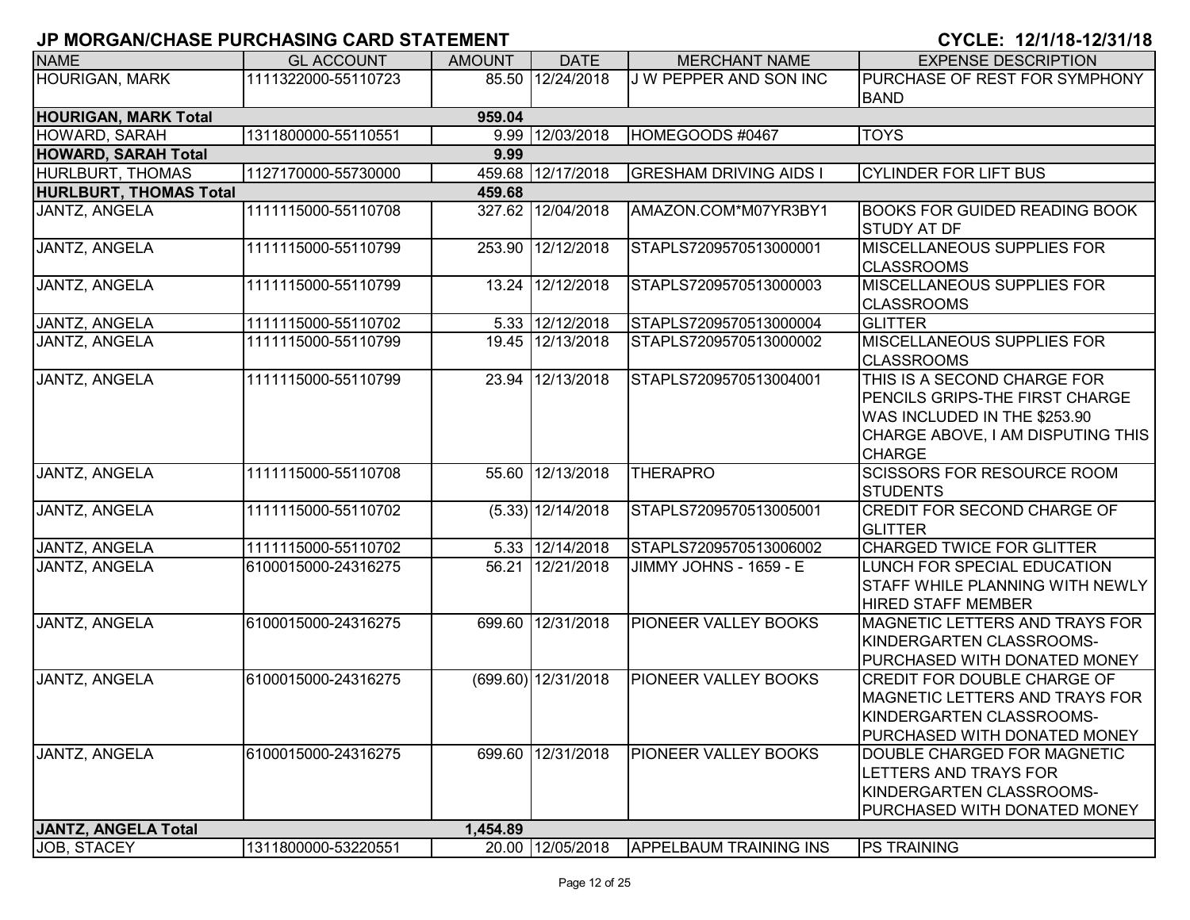## JP MORGAN/CHASE PURCHASING CARD STATEMENT

**CYCLE: 12/1/18-12/31/18**

| NAME | GL ACCOUNT | AMOUNT | DATE | MERCHANT NAME | EXPENSE DESCRIPTION |
|---|---|---|---|---|---|
| HOURIGAN, MARK | 1111322000-55110723 | 85.50 | 12/24/2018 | J W PEPPER AND SON INC | PURCHASE OF REST FOR SYMPHONY BAND |
| **HOURIGAN, MARK Total** | | **959.04** | | | |
| HOWARD, SARAH | 1311800000-55110551 | 9.99 | 12/03/2018 | HOMEGOODS #0467 | TOYS |
| **HOWARD, SARAH Total** | | **9.99** | | | |
| HURLBURT, THOMAS | 1127170000-55730000 | 459.68 | 12/17/2018 | GRESHAM DRIVING AIDS I | CYLINDER FOR LIFT BUS |
| **HURLBURT, THOMAS Total** | | **459.68** | | | |
| JANTZ, ANGELA | 1111115000-55110708 | 327.62 | 12/04/2018 | AMAZON.COM*M07YR3BY1 | BOOKS FOR GUIDED READING BOOK STUDY AT DF |
| JANTZ, ANGELA | 1111115000-55110799 | 253.90 | 12/12/2018 | STAPLS7209570513000001 | MISCELLANEOUS SUPPLIES FOR CLASSROOMS |
| JANTZ, ANGELA | 1111115000-55110799 | 13.24 | 12/12/2018 | STAPLS7209570513000003 | MISCELLANEOUS SUPPLIES FOR CLASSROOMS |
| JANTZ, ANGELA | 1111115000-55110702 | 5.33 | 12/12/2018 | STAPLS7209570513000004 | GLITTER |
| JANTZ, ANGELA | 1111115000-55110799 | 19.45 | 12/13/2018 | STAPLS7209570513000002 | MISCELLANEOUS SUPPLIES FOR CLASSROOMS |
| JANTZ, ANGELA | 1111115000-55110799 | 23.94 | 12/13/2018 | STAPLS7209570513004001 | THIS IS A SECOND CHARGE FOR PENCILS GRIPS-THE FIRST CHARGE WAS INCLUDED IN THE $253.90 CHARGE ABOVE, I AM DISPUTING THIS CHARGE |
| JANTZ, ANGELA | 1111115000-55110708 | 55.60 | 12/13/2018 | THERAPRO | SCISSORS FOR RESOURCE ROOM STUDENTS |
| JANTZ, ANGELA | 1111115000-55110702 | (5.33) | 12/14/2018 | STAPLS7209570513005001 | CREDIT FOR SECOND CHARGE OF GLITTER |
| JANTZ, ANGELA | 1111115000-55110702 | 5.33 | 12/14/2018 | STAPLS7209570513006002 | CHARGED TWICE FOR GLITTER |
| JANTZ, ANGELA | 6100015000-24316275 | 56.21 | 12/21/2018 | JIMMY JOHNS - 1659 - E | LUNCH FOR SPECIAL EDUCATION STAFF WHILE PLANNING WITH NEWLY HIRED STAFF MEMBER |
| JANTZ, ANGELA | 6100015000-24316275 | 699.60 | 12/31/2018 | PIONEER VALLEY BOOKS | MAGNETIC LETTERS AND TRAYS FOR KINDERGARTEN CLASSROOMS-PURCHASED WITH DONATED MONEY |
| JANTZ, ANGELA | 6100015000-24316275 | (699.60) | 12/31/2018 | PIONEER VALLEY BOOKS | CREDIT FOR DOUBLE CHARGE OF MAGNETIC LETTERS AND TRAYS FOR KINDERGARTEN CLASSROOMS-PURCHASED WITH DONATED MONEY |
| JANTZ, ANGELA | 6100015000-24316275 | 699.60 | 12/31/2018 | PIONEER VALLEY BOOKS | DOUBLE CHARGED FOR MAGNETIC LETTERS AND TRAYS FOR KINDERGARTEN CLASSROOMS-PURCHASED WITH DONATED MONEY |
| **JANTZ, ANGELA Total** | | **1,454.89** | | | |
| JOB, STACEY | 1311800000-53220551 | 20.00 | 12/05/2018 | APPELBAUM TRAINING INS | PS TRAINING |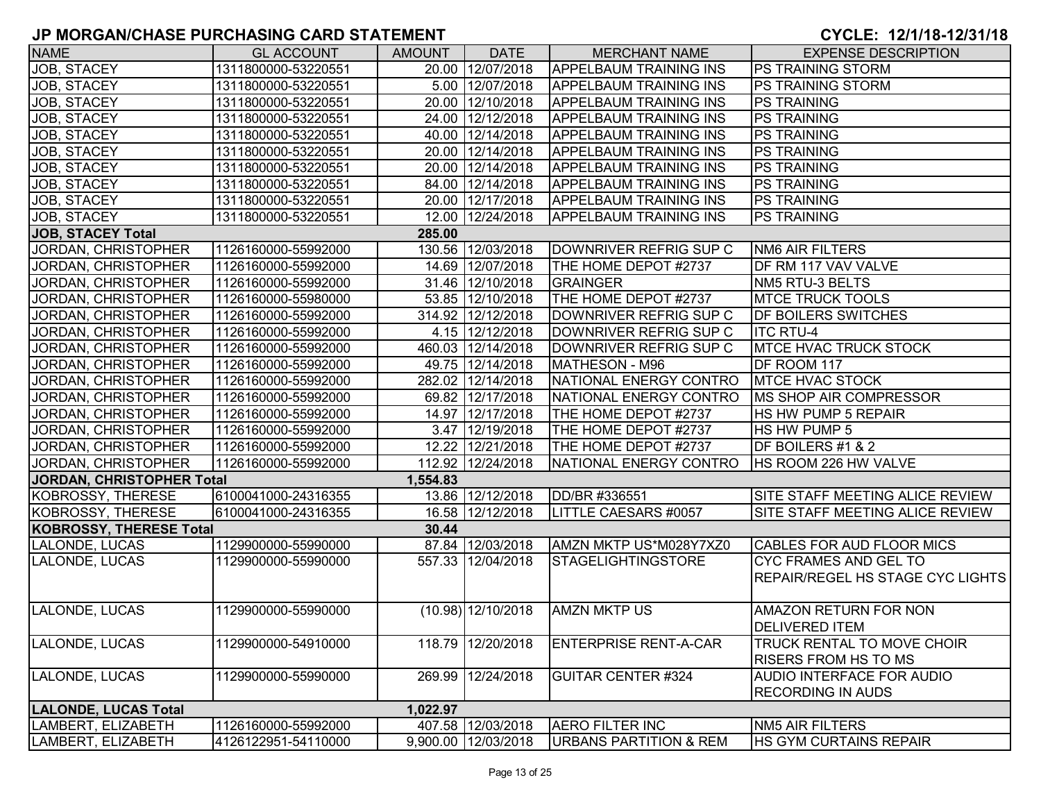## JP MORGAN/CHASE PURCHASING CARD STATEMENT

**CYCLE: 12/1/18-12/31/18**

| NAME | GL ACCOUNT | AMOUNT | DATE | MERCHANT NAME | EXPENSE DESCRIPTION |
|---|---|---|---|---|---|
| JOB, STACEY | 1311800000-53220551 | 20.00 | 12/07/2018 | APPELBAUM TRAINING INS | PS TRAINING STORM |
| JOB, STACEY | 1311800000-53220551 | 5.00 | 12/07/2018 | APPELBAUM TRAINING INS | PS TRAINING STORM |
| JOB, STACEY | 1311800000-53220551 | 20.00 | 12/10/2018 | APPELBAUM TRAINING INS | PS TRAINING |
| JOB, STACEY | 1311800000-53220551 | 24.00 | 12/12/2018 | APPELBAUM TRAINING INS | PS TRAINING |
| JOB, STACEY | 1311800000-53220551 | 40.00 | 12/14/2018 | APPELBAUM TRAINING INS | PS TRAINING |
| JOB, STACEY | 1311800000-53220551 | 20.00 | 12/14/2018 | APPELBAUM TRAINING INS | PS TRAINING |
| JOB, STACEY | 1311800000-53220551 | 20.00 | 12/14/2018 | APPELBAUM TRAINING INS | PS TRAINING |
| JOB, STACEY | 1311800000-53220551 | 84.00 | 12/14/2018 | APPELBAUM TRAINING INS | PS TRAINING |
| JOB, STACEY | 1311800000-53220551 | 20.00 | 12/17/2018 | APPELBAUM TRAINING INS | PS TRAINING |
| JOB, STACEY | 1311800000-53220551 | 12.00 | 12/24/2018 | APPELBAUM TRAINING INS | PS TRAINING |
| **JOB, STACEY Total** | | **285.00** | | | |
| JORDAN, CHRISTOPHER | 1126160000-55992000 | 130.56 | 12/03/2018 | DOWNRIVER REFRIG SUP C | NM6 AIR FILTERS |
| JORDAN, CHRISTOPHER | 1126160000-55992000 | 14.69 | 12/07/2018 | THE HOME DEPOT #2737 | DF RM 117 VAV VALVE |
| JORDAN, CHRISTOPHER | 1126160000-55992000 | 31.46 | 12/10/2018 | GRAINGER | NM5 RTU-3 BELTS |
| JORDAN, CHRISTOPHER | 1126160000-55980000 | 53.85 | 12/10/2018 | THE HOME DEPOT #2737 | MTCE TRUCK TOOLS |
| JORDAN, CHRISTOPHER | 1126160000-55992000 | 314.92 | 12/12/2018 | DOWNRIVER REFRIG SUP C | DF BOILERS SWITCHES |
| JORDAN, CHRISTOPHER | 1126160000-55992000 | 4.15 | 12/12/2018 | DOWNRIVER REFRIG SUP C | ITC RTU-4 |
| JORDAN, CHRISTOPHER | 1126160000-55992000 | 460.03 | 12/14/2018 | DOWNRIVER REFRIG SUP C | MTCE HVAC TRUCK STOCK |
| JORDAN, CHRISTOPHER | 1126160000-55992000 | 49.75 | 12/14/2018 | MATHESON - M96 | DF ROOM 117 |
| JORDAN, CHRISTOPHER | 1126160000-55992000 | 282.02 | 12/14/2018 | NATIONAL ENERGY CONTRO | MTCE HVAC STOCK |
| JORDAN, CHRISTOPHER | 1126160000-55992000 | 69.82 | 12/17/2018 | NATIONAL ENERGY CONTRO | MS SHOP AIR COMPRESSOR |
| JORDAN, CHRISTOPHER | 1126160000-55992000 | 14.97 | 12/17/2018 | THE HOME DEPOT #2737 | HS HW PUMP 5 REPAIR |
| JORDAN, CHRISTOPHER | 1126160000-55992000 | 3.47 | 12/19/2018 | THE HOME DEPOT #2737 | HS HW PUMP 5 |
| JORDAN, CHRISTOPHER | 1126160000-55992000 | 12.22 | 12/21/2018 | THE HOME DEPOT #2737 | DF BOILERS #1 & 2 |
| JORDAN, CHRISTOPHER | 1126160000-55992000 | 112.92 | 12/24/2018 | NATIONAL ENERGY CONTRO | HS ROOM 226 HW VALVE |
| **JORDAN, CHRISTOPHER Total** | | **1,554.83** | | | |
| KOBROSSY, THERESE | 6100041000-24316355 | 13.86 | 12/12/2018 | DD/BR #336551 | SITE STAFF MEETING ALICE REVIEW |
| KOBROSSY, THERESE | 6100041000-24316355 | 16.58 | 12/12/2018 | LITTLE CAESARS #0057 | SITE STAFF MEETING ALICE REVIEW |
| **KOBROSSY, THERESE Total** | | **30.44** | | | |
| LALONDE, LUCAS | 1129900000-55990000 | 87.84 | 12/03/2018 | AMZN MKTP US*M028Y7XZ0 | CABLES FOR AUD FLOOR MICS |
| LALONDE, LUCAS | 1129900000-55990000 | 557.33 | 12/04/2018 | STAGELIGHTINGSTORE | CYC FRAMES AND GEL TO REPAIR/REGEL HS STAGE CYC LIGHTS |
| LALONDE, LUCAS | 1129900000-55990000 | (10.98) | 12/10/2018 | AMZN MKTP US | AMAZON RETURN FOR NON DELIVERED ITEM |
| LALONDE, LUCAS | 1129900000-54910000 | 118.79 | 12/20/2018 | ENTERPRISE RENT-A-CAR | TRUCK RENTAL TO MOVE CHOIR RISERS FROM HS TO MS |
| LALONDE, LUCAS | 1129900000-55990000 | 269.99 | 12/24/2018 | GUITAR CENTER #324 | AUDIO INTERFACE FOR AUDIO RECORDING IN AUDS |
| **LALONDE, LUCAS Total** | | **1,022.97** | | | |
| LAMBERT, ELIZABETH | 1126160000-55992000 | 407.58 | 12/03/2018 | AERO FILTER INC | NM5 AIR FILTERS |
| LAMBERT, ELIZABETH | 4126122951-54110000 | 9,900.00 | 12/03/2018 | URBANS PARTITION & REM | HS GYM CURTAINS REPAIR |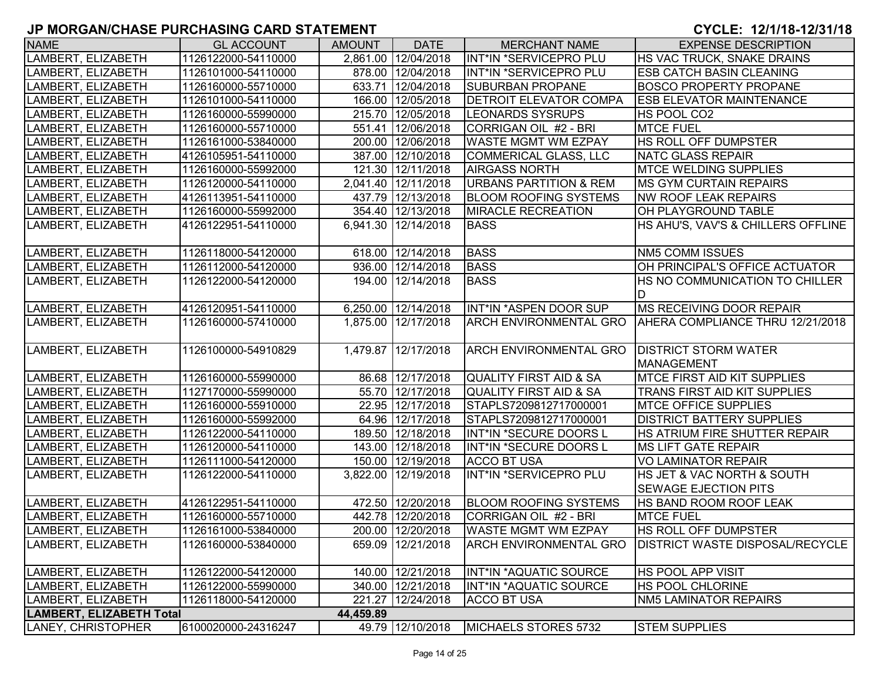# JP MORGAN/CHASE PURCHASING CARD STATEMENT

**CYCLE: 12/1/18-12/31/18**

| NAME | GL ACCOUNT | AMOUNT | DATE | MERCHANT NAME | EXPENSE DESCRIPTION |
|---|---|---|---|---|---|
| LAMBERT, ELIZABETH | 1126122000-54110000 | 2,861.00 | 12/04/2018 | INT*IN *SERVICEPRO PLU | HS VAC TRUCK, SNAKE DRAINS |
| LAMBERT, ELIZABETH | 1126101000-54110000 | 878.00 | 12/04/2018 | INT*IN *SERVICEPRO PLU | ESB CATCH BASIN CLEANING |
| LAMBERT, ELIZABETH | 1126160000-55710000 | 633.71 | 12/04/2018 | SUBURBAN PROPANE | BOSCO PROPERTY PROPANE |
| LAMBERT, ELIZABETH | 1126101000-54110000 | 166.00 | 12/05/2018 | DETROIT ELEVATOR COMPA | ESB ELEVATOR MAINTENANCE |
| LAMBERT, ELIZABETH | 1126160000-55990000 | 215.70 | 12/05/2018 | LEONARDS SYSRUPS | HS POOL CO2 |
| LAMBERT, ELIZABETH | 1126160000-55710000 | 551.41 | 12/06/2018 | CORRIGAN OIL #2 - BRI | MTCE FUEL |
| LAMBERT, ELIZABETH | 1126161000-53840000 | 200.00 | 12/06/2018 | WASTE MGMT WM EZPAY | HS ROLL OFF DUMPSTER |
| LAMBERT, ELIZABETH | 4126105951-54110000 | 387.00 | 12/10/2018 | COMMERICAL GLASS, LLC | NATC GLASS REPAIR |
| LAMBERT, ELIZABETH | 1126160000-55992000 | 121.30 | 12/11/2018 | AIRGASS NORTH | MTCE WELDING SUPPLIES |
| LAMBERT, ELIZABETH | 1126120000-54110000 | 2,041.40 | 12/11/2018 | URBANS PARTITION & REM | MS GYM CURTAIN REPAIRS |
| LAMBERT, ELIZABETH | 4126113951-54110000 | 437.79 | 12/13/2018 | BLOOM ROOFING SYSTEMS | NW ROOF LEAK REPAIRS |
| LAMBERT, ELIZABETH | 1126160000-55992000 | 354.40 | 12/13/2018 | MIRACLE RECREATION | OH PLAYGROUND TABLE |
| LAMBERT, ELIZABETH | 4126122951-54110000 | 6,941.30 | 12/14/2018 | BASS | HS AHU'S, VAV'S & CHILLERS OFFLINE |
| LAMBERT, ELIZABETH | 1126118000-54120000 | 618.00 | 12/14/2018 | BASS | NM5 COMM ISSUES |
| LAMBERT, ELIZABETH | 1126112000-54120000 | 936.00 | 12/14/2018 | BASS | OH PRINCIPAL'S OFFICE ACTUATOR |
| LAMBERT, ELIZABETH | 1126122000-54120000 | 194.00 | 12/14/2018 | BASS | HS NO COMMUNICATION TO CHILLER D |
| LAMBERT, ELIZABETH | 4126120951-54110000 | 6,250.00 | 12/14/2018 | INT*IN *ASPEN DOOR SUP | MS RECEIVING DOOR REPAIR |
| LAMBERT, ELIZABETH | 1126160000-57410000 | 1,875.00 | 12/17/2018 | ARCH ENVIRONMENTAL GRO | AHERA COMPLIANCE THRU 12/21/2018 |
| LAMBERT, ELIZABETH | 1126100000-54910829 | 1,479.87 | 12/17/2018 | ARCH ENVIRONMENTAL GRO | DISTRICT STORM WATER MANAGEMENT |
| LAMBERT, ELIZABETH | 1126160000-55990000 | 86.68 | 12/17/2018 | QUALITY FIRST AID & SA | MTCE FIRST AID KIT SUPPLIES |
| LAMBERT, ELIZABETH | 1127170000-55990000 | 55.70 | 12/17/2018 | QUALITY FIRST AID & SA | TRANS FIRST AID KIT SUPPLIES |
| LAMBERT, ELIZABETH | 1126160000-55910000 | 22.95 | 12/17/2018 | STAPLS7209812717000001 | MTCE OFFICE SUPPLIES |
| LAMBERT, ELIZABETH | 1126160000-55992000 | 64.96 | 12/17/2018 | STAPLS7209812717000001 | DISTRICT BATTERY SUPPLIES |
| LAMBERT, ELIZABETH | 1126122000-54110000 | 189.50 | 12/18/2018 | INT*IN *SECURE DOORS L | HS ATRIUM FIRE SHUTTER REPAIR |
| LAMBERT, ELIZABETH | 1126120000-54110000 | 143.00 | 12/18/2018 | INT*IN *SECURE DOORS L | MS LIFT GATE REPAIR |
| LAMBERT, ELIZABETH | 1126111000-54120000 | 150.00 | 12/19/2018 | ACCO BT USA | VO LAMINATOR REPAIR |
| LAMBERT, ELIZABETH | 1126122000-54110000 | 3,822.00 | 12/19/2018 | INT*IN *SERVICEPRO PLU | HS JET & VAC NORTH & SOUTH SEWAGE EJECTION PITS |
| LAMBERT, ELIZABETH | 4126122951-54110000 | 472.50 | 12/20/2018 | BLOOM ROOFING SYSTEMS | HS BAND ROOM ROOF LEAK |
| LAMBERT, ELIZABETH | 1126160000-55710000 | 442.78 | 12/20/2018 | CORRIGAN OIL #2 - BRI | MTCE FUEL |
| LAMBERT, ELIZABETH | 1126161000-53840000 | 200.00 | 12/20/2018 | WASTE MGMT WM EZPAY | HS ROLL OFF DUMPSTER |
| LAMBERT, ELIZABETH | 1126160000-53840000 | 659.09 | 12/21/2018 | ARCH ENVIRONMENTAL GRO | DISTRICT WASTE DISPOSAL/RECYCLE |
| LAMBERT, ELIZABETH | 1126122000-54120000 | 140.00 | 12/21/2018 | INT*IN *AQUATIC SOURCE | HS POOL APP VISIT |
| LAMBERT, ELIZABETH | 1126122000-55990000 | 340.00 | 12/21/2018 | INT*IN *AQUATIC SOURCE | HS POOL CHLORINE |
| LAMBERT, ELIZABETH | 1126118000-54120000 | 221.27 | 12/24/2018 | ACCO BT USA | NM5 LAMINATOR REPAIRS |
| **LAMBERT, ELIZABETH Total** | | **44,459.89** | | | |
| LANEY, CHRISTOPHER | 6100020000-24316247 | 49.79 | 12/10/2018 | MICHAELS STORES 5732 | STEM SUPPLIES |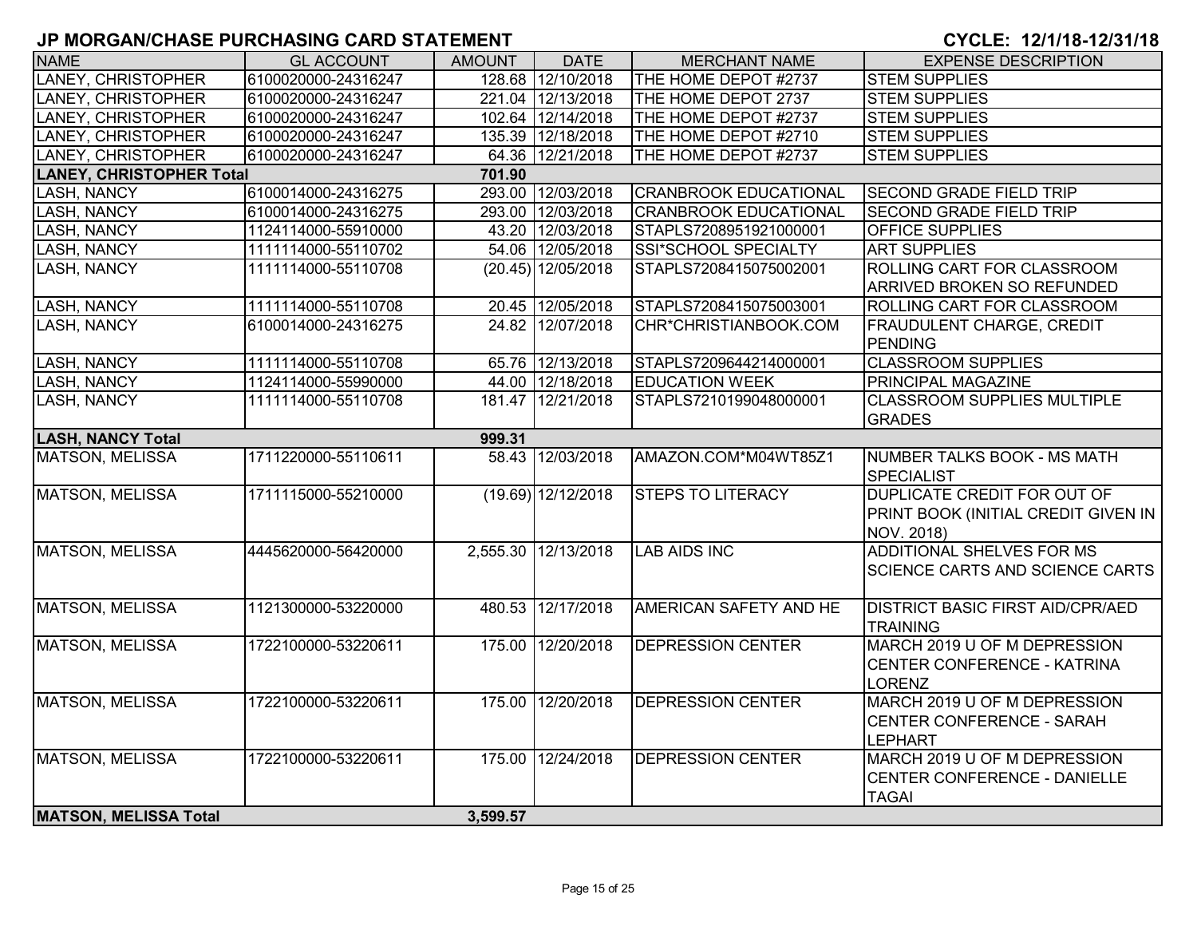# JP MORGAN/CHASE PURCHASING CARD STATEMENT

**CYCLE: 12/1/18-12/31/18**

| NAME | GL ACCOUNT | AMOUNT | DATE | MERCHANT NAME | EXPENSE DESCRIPTION |
|---|---|---|---|---|---|
| LANEY, CHRISTOPHER | 6100020000-24316247 | 128.68 | 12/10/2018 | THE HOME DEPOT #2737 | STEM SUPPLIES |
| LANEY, CHRISTOPHER | 6100020000-24316247 | 221.04 | 12/13/2018 | THE HOME DEPOT 2737 | STEM SUPPLIES |
| LANEY, CHRISTOPHER | 6100020000-24316247 | 102.64 | 12/14/2018 | THE HOME DEPOT #2737 | STEM SUPPLIES |
| LANEY, CHRISTOPHER | 6100020000-24316247 | 135.39 | 12/18/2018 | THE HOME DEPOT #2710 | STEM SUPPLIES |
| LANEY, CHRISTOPHER | 6100020000-24316247 | 64.36 | 12/21/2018 | THE HOME DEPOT #2737 | STEM SUPPLIES |
| **LANEY, CHRISTOPHER Total** | | **701.90** | | | |
| LASH, NANCY | 6100014000-24316275 | 293.00 | 12/03/2018 | CRANBROOK EDUCATIONAL | SECOND GRADE FIELD TRIP |
| LASH, NANCY | 6100014000-24316275 | 293.00 | 12/03/2018 | CRANBROOK EDUCATIONAL | SECOND GRADE FIELD TRIP |
| LASH, NANCY | 1124114000-55910000 | 43.20 | 12/03/2018 | STAPLS7208951921000001 | OFFICE SUPPLIES |
| LASH, NANCY | 1111114000-55110702 | 54.06 | 12/05/2018 | SSI*SCHOOL SPECIALTY | ART SUPPLIES |
| LASH, NANCY | 1111114000-55110708 | (20.45) | 12/05/2018 | STAPLS7208415075002001 | ROLLING CART FOR CLASSROOM ARRIVED BROKEN SO REFUNDED |
| LASH, NANCY | 1111114000-55110708 | 20.45 | 12/05/2018 | STAPLS7208415075003001 | ROLLING CART FOR CLASSROOM |
| LASH, NANCY | 6100014000-24316275 | 24.82 | 12/07/2018 | CHR*CHRISTIANBOOK.COM | FRAUDULENT CHARGE, CREDIT PENDING |
| LASH, NANCY | 1111114000-55110708 | 65.76 | 12/13/2018 | STAPLS7209644214000001 | CLASSROOM SUPPLIES |
| LASH, NANCY | 1124114000-55990000 | 44.00 | 12/18/2018 | EDUCATION WEEK | PRINCIPAL MAGAZINE |
| LASH, NANCY | 1111114000-55110708 | 181.47 | 12/21/2018 | STAPLS7210199048000001 | CLASSROOM SUPPLIES MULTIPLE GRADES |
| **LASH, NANCY Total** | | **999.31** | | | |
| MATSON, MELISSA | 1711220000-55110611 | 58.43 | 12/03/2018 | AMAZON.COM*M04WT85Z1 | NUMBER TALKS BOOK - MS MATH SPECIALIST |
| MATSON, MELISSA | 1711115000-55210000 | (19.69) | 12/12/2018 | STEPS TO LITERACY | DUPLICATE CREDIT FOR OUT OF PRINT BOOK (INITIAL CREDIT GIVEN IN NOV. 2018) |
| MATSON, MELISSA | 4445620000-56420000 | 2,555.30 | 12/13/2018 | LAB AIDS INC | ADDITIONAL SHELVES FOR MS SCIENCE CARTS AND SCIENCE CARTS |
| MATSON, MELISSA | 1121300000-53220000 | 480.53 | 12/17/2018 | AMERICAN SAFETY AND HE | DISTRICT BASIC FIRST AID/CPR/AED TRAINING |
| MATSON, MELISSA | 1722100000-53220611 | 175.00 | 12/20/2018 | DEPRESSION CENTER | MARCH 2019 U OF M DEPRESSION CENTER CONFERENCE - KATRINA LORENZ |
| MATSON, MELISSA | 1722100000-53220611 | 175.00 | 12/20/2018 | DEPRESSION CENTER | MARCH 2019 U OF M DEPRESSION CENTER CONFERENCE - SARAH LEPHART |
| MATSON, MELISSA | 1722100000-53220611 | 175.00 | 12/24/2018 | DEPRESSION CENTER | MARCH 2019 U OF M DEPRESSION CENTER CONFERENCE - DANIELLE TAGAI |
| **MATSON, MELISSA Total** | | **3,599.57** | | | |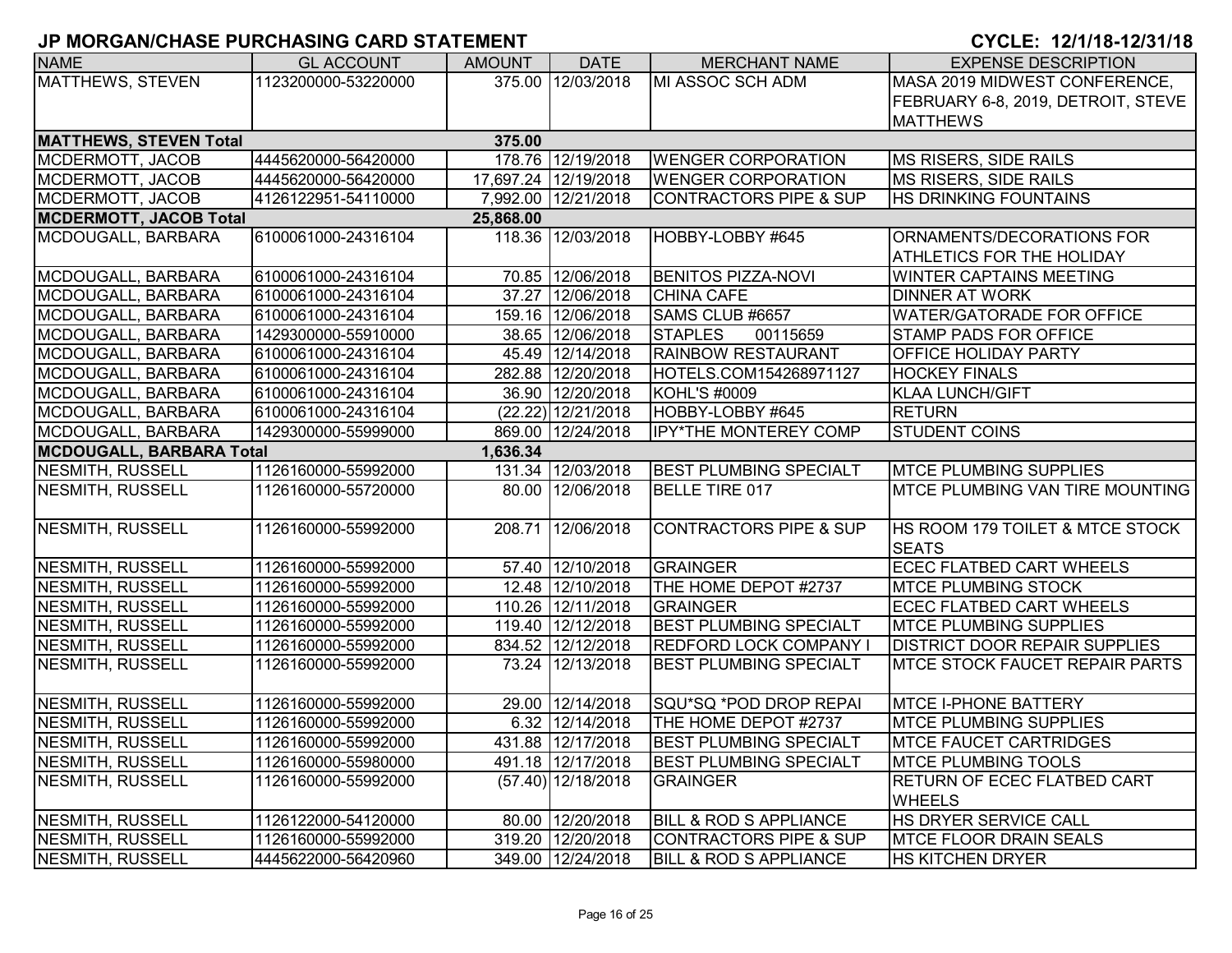# JP MORGAN/CHASE PURCHASING CARD STATEMENT

**CYCLE: 12/1/18-12/31/18**

| NAME | GL ACCOUNT | AMOUNT | DATE | MERCHANT NAME | EXPENSE DESCRIPTION |
|---|---|---|---|---|---|
| MATTHEWS, STEVEN | 1123200000-53220000 | 375.00 | 12/03/2018 | MI ASSOC SCH ADM | MASA 2019 MIDWEST CONFERENCE, FEBRUARY 6-8, 2019, DETROIT, STEVE MATTHEWS |
| **MATTHEWS, STEVEN Total** | | **375.00** | | | |
| MCDERMOTT, JACOB | 4445620000-56420000 | 178.76 | 12/19/2018 | WENGER CORPORATION | MS RISERS, SIDE RAILS |
| MCDERMOTT, JACOB | 4445620000-56420000 | 17,697.24 | 12/19/2018 | WENGER CORPORATION | MS RISERS, SIDE RAILS |
| MCDERMOTT, JACOB | 4126122951-54110000 | 7,992.00 | 12/21/2018 | CONTRACTORS PIPE & SUP | HS DRINKING FOUNTAINS |
| **MCDERMOTT, JACOB Total** | | **25,868.00** | | | |
| MCDOUGALL, BARBARA | 6100061000-24316104 | 118.36 | 12/03/2018 | HOBBY-LOBBY #645 | ORNAMENTS/DECORATIONS FOR ATHLETICS FOR THE HOLIDAY |
| MCDOUGALL, BARBARA | 6100061000-24316104 | 70.85 | 12/06/2018 | BENITOS PIZZA-NOVI | WINTER CAPTAINS MEETING |
| MCDOUGALL, BARBARA | 6100061000-24316104 | 37.27 | 12/06/2018 | CHINA CAFE | DINNER AT WORK |
| MCDOUGALL, BARBARA | 6100061000-24316104 | 159.16 | 12/06/2018 | SAMS CLUB #6657 | WATER/GATORADE FOR OFFICE |
| MCDOUGALL, BARBARA | 1429300000-55910000 | 38.65 | 12/06/2018 | STAPLES 00115659 | STAMP PADS FOR OFFICE |
| MCDOUGALL, BARBARA | 6100061000-24316104 | 45.49 | 12/14/2018 | RAINBOW RESTAURANT | OFFICE HOLIDAY PARTY |
| MCDOUGALL, BARBARA | 6100061000-24316104 | 282.88 | 12/20/2018 | HOTELS.COM154268971127 | HOCKEY FINALS |
| MCDOUGALL, BARBARA | 6100061000-24316104 | 36.90 | 12/20/2018 | KOHL'S #0009 | KLAA LUNCH/GIFT |
| MCDOUGALL, BARBARA | 6100061000-24316104 | (22.22) | 12/21/2018 | HOBBY-LOBBY #645 | RETURN |
| MCDOUGALL, BARBARA | 1429300000-55999000 | 869.00 | 12/24/2018 | IPY*THE MONTEREY COMP | STUDENT COINS |
| **MCDOUGALL, BARBARA Total** | | **1,636.34** | | | |
| NESMITH, RUSSELL | 1126160000-55992000 | 131.34 | 12/03/2018 | BEST PLUMBING SPECIALT | MTCE PLUMBING SUPPLIES |
| NESMITH, RUSSELL | 1126160000-55720000 | 80.00 | 12/06/2018 | BELLE TIRE 017 | MTCE PLUMBING VAN TIRE MOUNTING |
| NESMITH, RUSSELL | 1126160000-55992000 | 208.71 | 12/06/2018 | CONTRACTORS PIPE & SUP | HS ROOM 179 TOILET & MTCE STOCK SEATS |
| NESMITH, RUSSELL | 1126160000-55992000 | 57.40 | 12/10/2018 | GRAINGER | ECEC FLATBED CART WHEELS |
| NESMITH, RUSSELL | 1126160000-55992000 | 12.48 | 12/10/2018 | THE HOME DEPOT #2737 | MTCE PLUMBING STOCK |
| NESMITH, RUSSELL | 1126160000-55992000 | 110.26 | 12/11/2018 | GRAINGER | ECEC FLATBED CART WHEELS |
| NESMITH, RUSSELL | 1126160000-55992000 | 119.40 | 12/12/2018 | BEST PLUMBING SPECIALT | MTCE PLUMBING SUPPLIES |
| NESMITH, RUSSELL | 1126160000-55992000 | 834.52 | 12/12/2018 | REDFORD LOCK COMPANY I | DISTRICT DOOR REPAIR SUPPLIES |
| NESMITH, RUSSELL | 1126160000-55992000 | 73.24 | 12/13/2018 | BEST PLUMBING SPECIALT | MTCE STOCK FAUCET REPAIR PARTS |
| NESMITH, RUSSELL | 1126160000-55992000 | 29.00 | 12/14/2018 | SQU*SQ *POD DROP REPAI | MTCE I-PHONE BATTERY |
| NESMITH, RUSSELL | 1126160000-55992000 | 6.32 | 12/14/2018 | THE HOME DEPOT #2737 | MTCE PLUMBING SUPPLIES |
| NESMITH, RUSSELL | 1126160000-55992000 | 431.88 | 12/17/2018 | BEST PLUMBING SPECIALT | MTCE FAUCET CARTRIDGES |
| NESMITH, RUSSELL | 1126160000-55980000 | 491.18 | 12/17/2018 | BEST PLUMBING SPECIALT | MTCE PLUMBING TOOLS |
| NESMITH, RUSSELL | 1126160000-55992000 | (57.40) | 12/18/2018 | GRAINGER | RETURN OF ECEC FLATBED CART WHEELS |
| NESMITH, RUSSELL | 1126122000-54120000 | 80.00 | 12/20/2018 | BILL & ROD S APPLIANCE | HS DRYER SERVICE CALL |
| NESMITH, RUSSELL | 1126160000-55992000 | 319.20 | 12/20/2018 | CONTRACTORS PIPE & SUP | MTCE FLOOR DRAIN SEALS |
| NESMITH, RUSSELL | 4445622000-56420960 | 349.00 | 12/24/2018 | BILL & ROD S APPLIANCE | HS KITCHEN DRYER |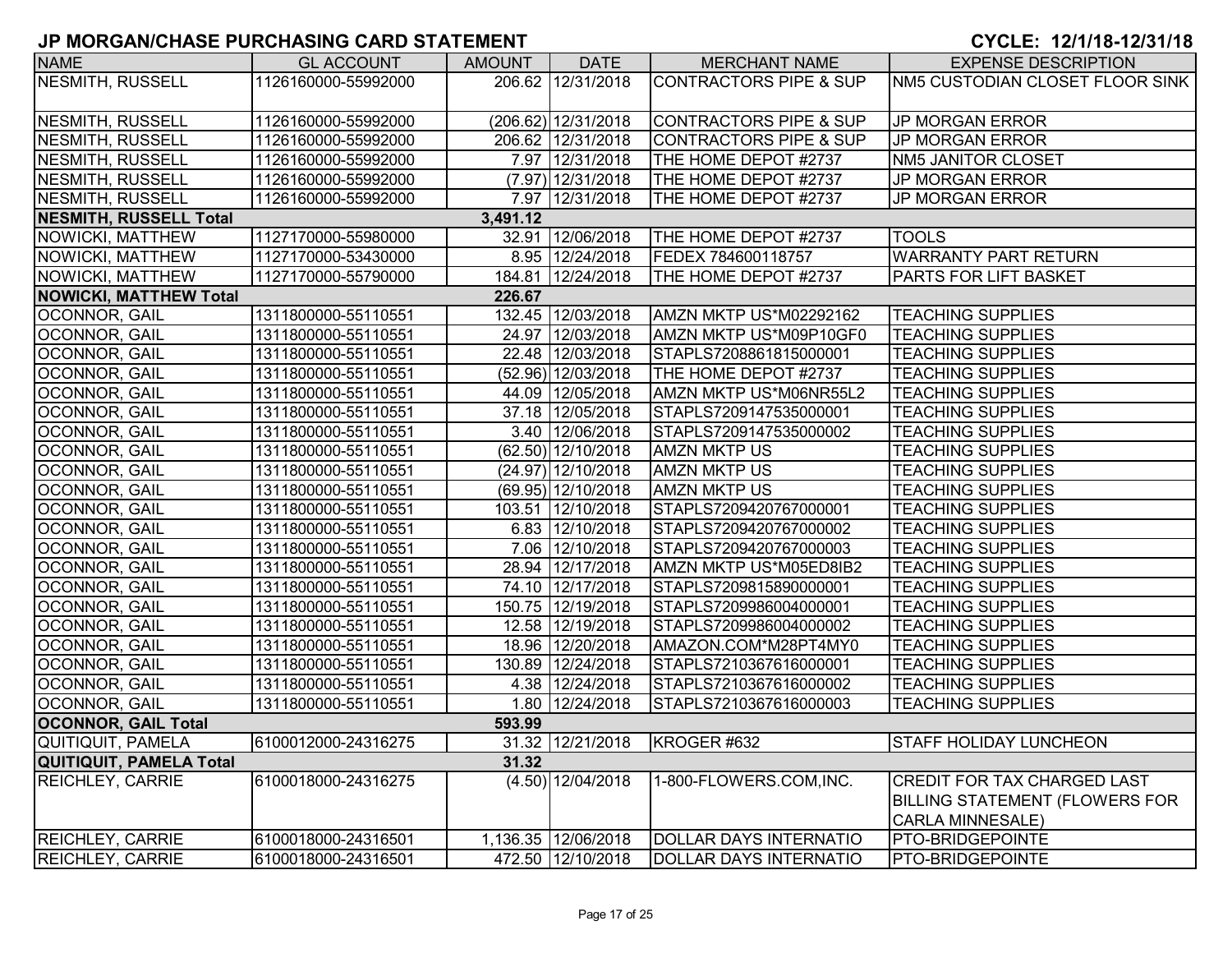# JP MORGAN/CHASE PURCHASING CARD STATEMENT

**CYCLE: 12/1/18-12/31/18**

| NAME | GL ACCOUNT | AMOUNT | DATE | MERCHANT NAME | EXPENSE DESCRIPTION |
|---|---|---|---|---|---|
| NESMITH, RUSSELL | 1126160000-55992000 | 206.62 | 12/31/2018 | CONTRACTORS PIPE & SUP | NM5 CUSTODIAN CLOSET FLOOR SINK |
| NESMITH, RUSSELL | 1126160000-55992000 | (206.62) | 12/31/2018 | CONTRACTORS PIPE & SUP | JP MORGAN ERROR |
| NESMITH, RUSSELL | 1126160000-55992000 | 206.62 | 12/31/2018 | CONTRACTORS PIPE & SUP | JP MORGAN ERROR |
| NESMITH, RUSSELL | 1126160000-55992000 | 7.97 | 12/31/2018 | THE HOME DEPOT #2737 | NM5 JANITOR CLOSET |
| NESMITH, RUSSELL | 1126160000-55992000 | (7.97) | 12/31/2018 | THE HOME DEPOT #2737 | JP MORGAN ERROR |
| NESMITH, RUSSELL | 1126160000-55992000 | 7.97 | 12/31/2018 | THE HOME DEPOT #2737 | JP MORGAN ERROR |
| **NESMITH, RUSSELL Total** | | **3,491.12** | | | |
| NOWICKI, MATTHEW | 1127170000-55980000 | 32.91 | 12/06/2018 | THE HOME DEPOT #2737 | TOOLS |
| NOWICKI, MATTHEW | 1127170000-53430000 | 8.95 | 12/24/2018 | FEDEX 784600118757 | WARRANTY PART RETURN |
| NOWICKI, MATTHEW | 1127170000-55790000 | 184.81 | 12/24/2018 | THE HOME DEPOT #2737 | PARTS FOR LIFT BASKET |
| **NOWICKI, MATTHEW Total** | | **226.67** | | | |
| OCONNOR, GAIL | 1311800000-55110551 | 132.45 | 12/03/2018 | AMZN MKTP US*M02292162 | TEACHING SUPPLIES |
| OCONNOR, GAIL | 1311800000-55110551 | 24.97 | 12/03/2018 | AMZN MKTP US*M09P10GF0 | TEACHING SUPPLIES |
| OCONNOR, GAIL | 1311800000-55110551 | 22.48 | 12/03/2018 | STAPLS7208861815000001 | TEACHING SUPPLIES |
| OCONNOR, GAIL | 1311800000-55110551 | (52.96) | 12/03/2018 | THE HOME DEPOT #2737 | TEACHING SUPPLIES |
| OCONNOR, GAIL | 1311800000-55110551 | 44.09 | 12/05/2018 | AMZN MKTP US*M06NR55L2 | TEACHING SUPPLIES |
| OCONNOR, GAIL | 1311800000-55110551 | 37.18 | 12/05/2018 | STAPLS7209147535000001 | TEACHING SUPPLIES |
| OCONNOR, GAIL | 1311800000-55110551 | 3.40 | 12/06/2018 | STAPLS7209147535000002 | TEACHING SUPPLIES |
| OCONNOR, GAIL | 1311800000-55110551 | (62.50) | 12/10/2018 | AMZN MKTP US | TEACHING SUPPLIES |
| OCONNOR, GAIL | 1311800000-55110551 | (24.97) | 12/10/2018 | AMZN MKTP US | TEACHING SUPPLIES |
| OCONNOR, GAIL | 1311800000-55110551 | (69.95) | 12/10/2018 | AMZN MKTP US | TEACHING SUPPLIES |
| OCONNOR, GAIL | 1311800000-55110551 | 103.51 | 12/10/2018 | STAPLS7209420767000001 | TEACHING SUPPLIES |
| OCONNOR, GAIL | 1311800000-55110551 | 6.83 | 12/10/2018 | STAPLS7209420767000002 | TEACHING SUPPLIES |
| OCONNOR, GAIL | 1311800000-55110551 | 7.06 | 12/10/2018 | STAPLS7209420767000003 | TEACHING SUPPLIES |
| OCONNOR, GAIL | 1311800000-55110551 | 28.94 | 12/17/2018 | AMZN MKTP US*M05ED8IB2 | TEACHING SUPPLIES |
| OCONNOR, GAIL | 1311800000-55110551 | 74.10 | 12/17/2018 | STAPLS7209815890000001 | TEACHING SUPPLIES |
| OCONNOR, GAIL | 1311800000-55110551 | 150.75 | 12/19/2018 | STAPLS7209986004000001 | TEACHING SUPPLIES |
| OCONNOR, GAIL | 1311800000-55110551 | 12.58 | 12/19/2018 | STAPLS7209986004000002 | TEACHING SUPPLIES |
| OCONNOR, GAIL | 1311800000-55110551 | 18.96 | 12/20/2018 | AMAZON.COM*M28PT4MY0 | TEACHING SUPPLIES |
| OCONNOR, GAIL | 1311800000-55110551 | 130.89 | 12/24/2018 | STAPLS7210367616000001 | TEACHING SUPPLIES |
| OCONNOR, GAIL | 1311800000-55110551 | 4.38 | 12/24/2018 | STAPLS7210367616000002 | TEACHING SUPPLIES |
| OCONNOR, GAIL | 1311800000-55110551 | 1.80 | 12/24/2018 | STAPLS7210367616000003 | TEACHING SUPPLIES |
| **OCONNOR, GAIL Total** | | **593.99** | | | |
| QUITIQUIT, PAMELA | 6100012000-24316275 | 31.32 | 12/21/2018 | KROGER #632 | STAFF HOLIDAY LUNCHEON |
| **QUITIQUIT, PAMELA Total** | | **31.32** | | | |
| REICHLEY, CARRIE | 6100018000-24316275 | (4.50) | 12/04/2018 | 1-800-FLOWERS.COM,INC. | CREDIT FOR TAX CHARGED LAST BILLING STATEMENT (FLOWERS FOR CARLA MINNESALE) |
| REICHLEY, CARRIE | 6100018000-24316501 | 1,136.35 | 12/06/2018 | DOLLAR DAYS INTERNATIO | PTO-BRIDGEPOINTE |
| REICHLEY, CARRIE | 6100018000-24316501 | 472.50 | 12/10/2018 | DOLLAR DAYS INTERNATIO | PTO-BRIDGEPOINTE |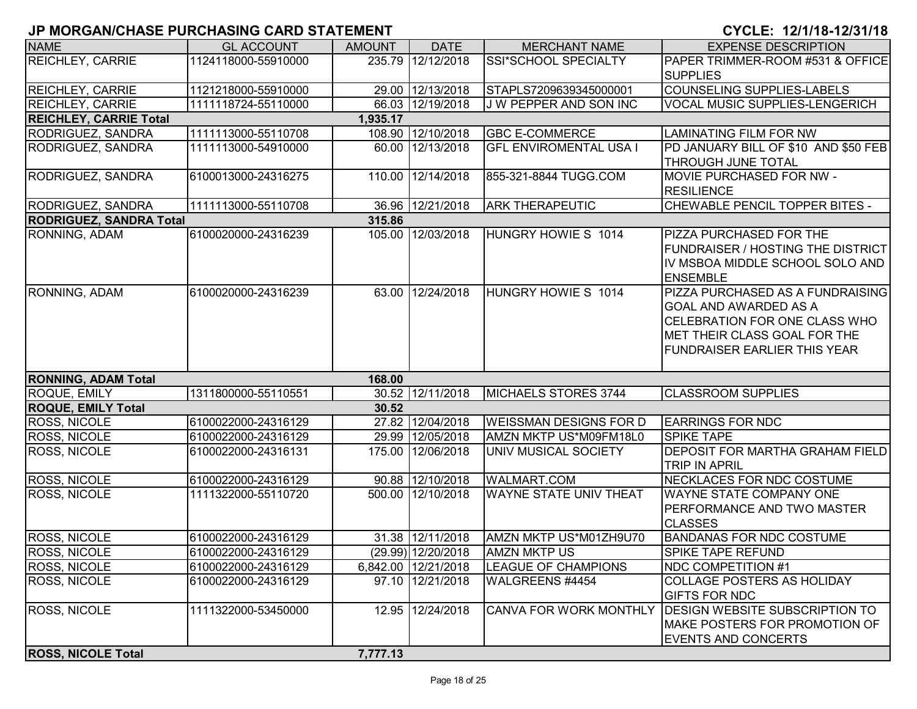## JP MORGAN/CHASE PURCHASING CARD STATEMENT

**CYCLE: 12/1/18-12/31/18**

| NAME | GL ACCOUNT | AMOUNT | DATE | MERCHANT NAME | EXPENSE DESCRIPTION |
|---|---|---|---|---|---|
| REICHLEY, CARRIE | 1124118000-55910000 | 235.79 | 12/12/2018 | SSI*SCHOOL SPECIALTY | PAPER TRIMMER-ROOM #531 & OFFICE SUPPLIES |
| REICHLEY, CARRIE | 1121218000-55910000 | 29.00 | 12/13/2018 | STAPLS7209639345000001 | COUNSELING SUPPLIES-LABELS |
| REICHLEY, CARRIE | 1111118724-55110000 | 66.03 | 12/19/2018 | J W PEPPER AND SON INC | VOCAL MUSIC SUPPLIES-LENGERICH |
| **REICHLEY, CARRIE Total** | | **1,935.17** | | | |
| RODRIGUEZ, SANDRA | 1111113000-55110708 | 108.90 | 12/10/2018 | GBC E-COMMERCE | LAMINATING FILM FOR NW |
| RODRIGUEZ, SANDRA | 1111113000-54910000 | 60.00 | 12/13/2018 | GFL ENVIROMENTAL USA I | PD JANUARY BILL OF $10 AND $50 FEB THROUGH JUNE TOTAL |
| RODRIGUEZ, SANDRA | 6100013000-24316275 | 110.00 | 12/14/2018 | 855-321-8844 TUGG.COM | MOVIE PURCHASED FOR NW - RESILIENCE |
| RODRIGUEZ, SANDRA | 1111113000-55110708 | 36.96 | 12/21/2018 | ARK THERAPEUTIC | CHEWABLE PENCIL TOPPER BITES - |
| **RODRIGUEZ, SANDRA Total** | | **315.86** | | | |
| RONNING, ADAM | 6100020000-24316239 | 105.00 | 12/03/2018 | HUNGRY HOWIE S 1014 | PIZZA PURCHASED FOR THE FUNDRAISER / HOSTING THE DISTRICT IV MSBOA MIDDLE SCHOOL SOLO AND ENSEMBLE |
| RONNING, ADAM | 6100020000-24316239 | 63.00 | 12/24/2018 | HUNGRY HOWIE S 1014 | PIZZA PURCHASED AS A FUNDRAISING GOAL AND AWARDED AS A CELEBRATION FOR ONE CLASS WHO MET THEIR CLASS GOAL FOR THE FUNDRAISER EARLIER THIS YEAR |
| **RONNING, ADAM Total** | | **168.00** | | | |
| ROQUE, EMILY | 1311800000-55110551 | 30.52 | 12/11/2018 | MICHAELS STORES 3744 | CLASSROOM SUPPLIES |
| **ROQUE, EMILY Total** | | **30.52** | | | |
| ROSS, NICOLE | 6100022000-24316129 | 27.82 | 12/04/2018 | WEISSMAN DESIGNS FOR D | EARRINGS FOR NDC |
| ROSS, NICOLE | 6100022000-24316129 | 29.99 | 12/05/2018 | AMZN MKTP US*M09FM18L0 | SPIKE TAPE |
| ROSS, NICOLE | 6100022000-24316131 | 175.00 | 12/06/2018 | UNIV MUSICAL SOCIETY | DEPOSIT FOR MARTHA GRAHAM FIELD TRIP IN APRIL |
| ROSS, NICOLE | 6100022000-24316129 | 90.88 | 12/10/2018 | WALMART.COM | NECKLACES FOR NDC COSTUME |
| ROSS, NICOLE | 1111322000-55110720 | 500.00 | 12/10/2018 | WAYNE STATE UNIV THEAT | WAYNE STATE COMPANY ONE PERFORMANCE AND TWO MASTER CLASSES |
| ROSS, NICOLE | 6100022000-24316129 | 31.38 | 12/11/2018 | AMZN MKTP US*M01ZH9U70 | BANDANAS FOR NDC COSTUME |
| ROSS, NICOLE | 6100022000-24316129 | (29.99) | 12/20/2018 | AMZN MKTP US | SPIKE TAPE REFUND |
| ROSS, NICOLE | 6100022000-24316129 | 6,842.00 | 12/21/2018 | LEAGUE OF CHAMPIONS | NDC COMPETITION #1 |
| ROSS, NICOLE | 6100022000-24316129 | 97.10 | 12/21/2018 | WALGREENS #4454 | COLLAGE POSTERS AS HOLIDAY GIFTS FOR NDC |
| ROSS, NICOLE | 1111322000-53450000 | 12.95 | 12/24/2018 | CANVA FOR WORK MONTHLY | DESIGN WEBSITE SUBSCRIPTION TO MAKE POSTERS FOR PROMOTION OF EVENTS AND CONCERTS |
| **ROSS, NICOLE Total** | | **7,777.13** | | | |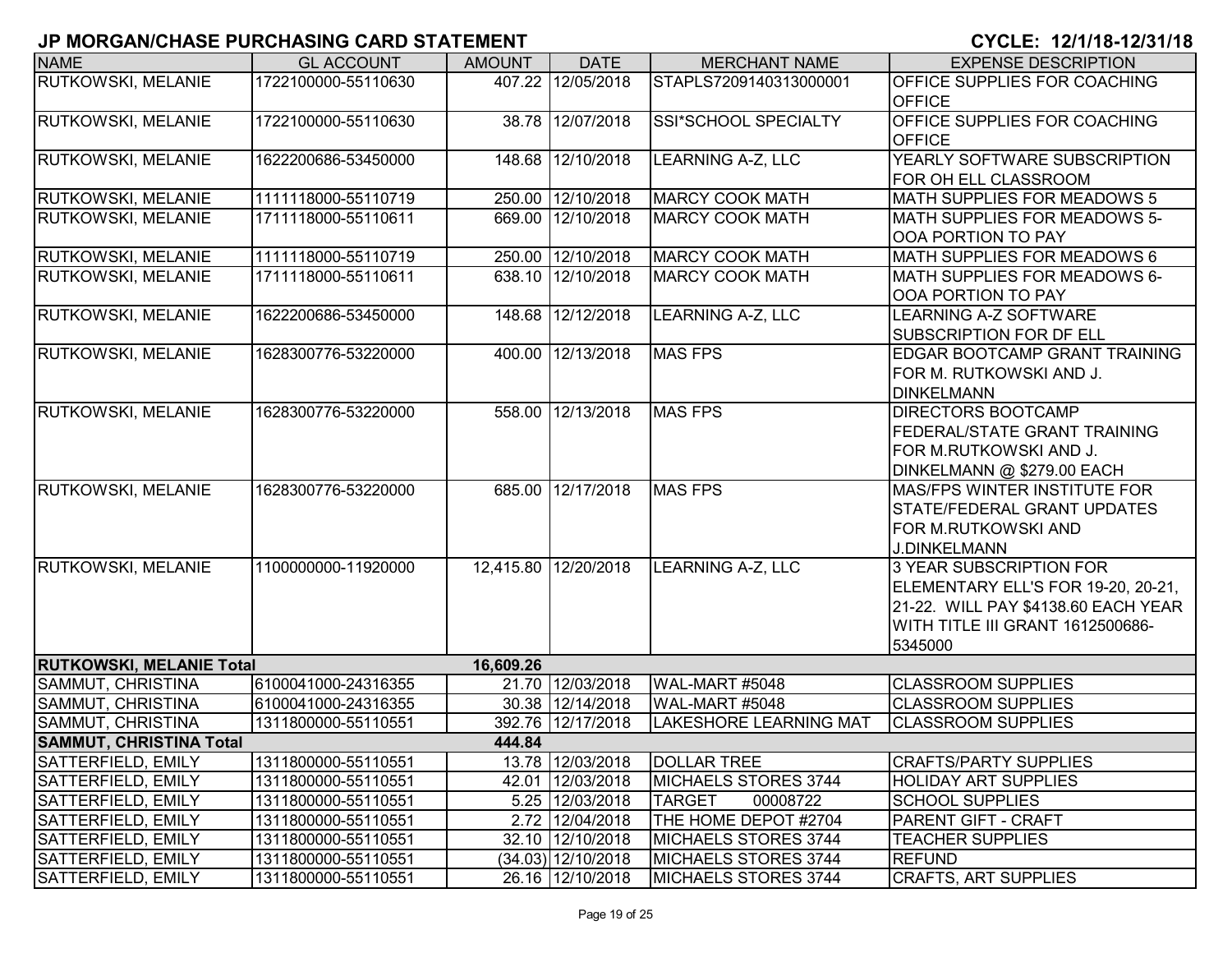## JP MORGAN/CHASE PURCHASING CARD STATEMENT

**CYCLE: 12/1/18-12/31/18**

| NAME | GL ACCOUNT | AMOUNT | DATE | MERCHANT NAME | EXPENSE DESCRIPTION |
|---|---|---|---|---|---|
| RUTKOWSKI, MELANIE | 1722100000-55110630 | 407.22 | 12/05/2018 | STAPLS7209140313000001 | OFFICE SUPPLIES FOR COACHING OFFICE |
| RUTKOWSKI, MELANIE | 1722100000-55110630 | 38.78 | 12/07/2018 | SSI*SCHOOL SPECIALTY | OFFICE SUPPLIES FOR COACHING OFFICE |
| RUTKOWSKI, MELANIE | 1622200686-53450000 | 148.68 | 12/10/2018 | LEARNING A-Z, LLC | YEARLY SOFTWARE SUBSCRIPTION FOR OH ELL CLASSROOM |
| RUTKOWSKI, MELANIE | 1111118000-55110719 | 250.00 | 12/10/2018 | MARCY COOK MATH | MATH SUPPLIES FOR MEADOWS 5 |
| RUTKOWSKI, MELANIE | 1711118000-55110611 | 669.00 | 12/10/2018 | MARCY COOK MATH | MATH SUPPLIES FOR MEADOWS 5- OOA PORTION TO PAY |
| RUTKOWSKI, MELANIE | 1111118000-55110719 | 250.00 | 12/10/2018 | MARCY COOK MATH | MATH SUPPLIES FOR MEADOWS 6 |
| RUTKOWSKI, MELANIE | 1711118000-55110611 | 638.10 | 12/10/2018 | MARCY COOK MATH | MATH SUPPLIES FOR MEADOWS 6- OOA PORTION TO PAY |
| RUTKOWSKI, MELANIE | 1622200686-53450000 | 148.68 | 12/12/2018 | LEARNING A-Z, LLC | LEARNING A-Z SOFTWARE SUBSCRIPTION FOR DF ELL |
| RUTKOWSKI, MELANIE | 1628300776-53220000 | 400.00 | 12/13/2018 | MAS FPS | EDGAR BOOTCAMP GRANT TRAINING FOR M. RUTKOWSKI AND J. DINKELMANN |
| RUTKOWSKI, MELANIE | 1628300776-53220000 | 558.00 | 12/13/2018 | MAS FPS | DIRECTORS BOOTCAMP FEDERAL/STATE GRANT TRAINING FOR M.RUTKOWSKI AND J. DINKELMANN @ $279.00 EACH |
| RUTKOWSKI, MELANIE | 1628300776-53220000 | 685.00 | 12/17/2018 | MAS FPS | MAS/FPS WINTER INSTITUTE FOR STATE/FEDERAL GRANT UPDATES FOR M.RUTKOWSKI AND J.DINKELMANN |
| RUTKOWSKI, MELANIE | 1100000000-11920000 | 12,415.80 | 12/20/2018 | LEARNING A-Z, LLC | 3 YEAR SUBSCRIPTION FOR ELEMENTARY ELL'S FOR 19-20, 20-21, 21-22. WILL PAY $4138.60 EACH YEAR WITH TITLE III GRANT 1612500686-5345000 |
| **RUTKOWSKI, MELANIE Total** | | **16,609.26** | | | |
| SAMMUT, CHRISTINA | 6100041000-24316355 | 21.70 | 12/03/2018 | WAL-MART #5048 | CLASSROOM SUPPLIES |
| SAMMUT, CHRISTINA | 6100041000-24316355 | 30.38 | 12/14/2018 | WAL-MART #5048 | CLASSROOM SUPPLIES |
| SAMMUT, CHRISTINA | 1311800000-55110551 | 392.76 | 12/17/2018 | LAKESHORE LEARNING MAT | CLASSROOM SUPPLIES |
| **SAMMUT, CHRISTINA Total** | | **444.84** | | | |
| SATTERFIELD, EMILY | 1311800000-55110551 | 13.78 | 12/03/2018 | DOLLAR TREE | CRAFTS/PARTY SUPPLIES |
| SATTERFIELD, EMILY | 1311800000-55110551 | 42.01 | 12/03/2018 | MICHAELS STORES 3744 | HOLIDAY ART SUPPLIES |
| SATTERFIELD, EMILY | 1311800000-55110551 | 5.25 | 12/03/2018 | TARGET 00008722 | SCHOOL SUPPLIES |
| SATTERFIELD, EMILY | 1311800000-55110551 | 2.72 | 12/04/2018 | THE HOME DEPOT #2704 | PARENT GIFT - CRAFT |
| SATTERFIELD, EMILY | 1311800000-55110551 | 32.10 | 12/10/2018 | MICHAELS STORES 3744 | TEACHER SUPPLIES |
| SATTERFIELD, EMILY | 1311800000-55110551 | (34.03) | 12/10/2018 | MICHAELS STORES 3744 | REFUND |
| SATTERFIELD, EMILY | 1311800000-55110551 | 26.16 | 12/10/2018 | MICHAELS STORES 3744 | CRAFTS, ART SUPPLIES |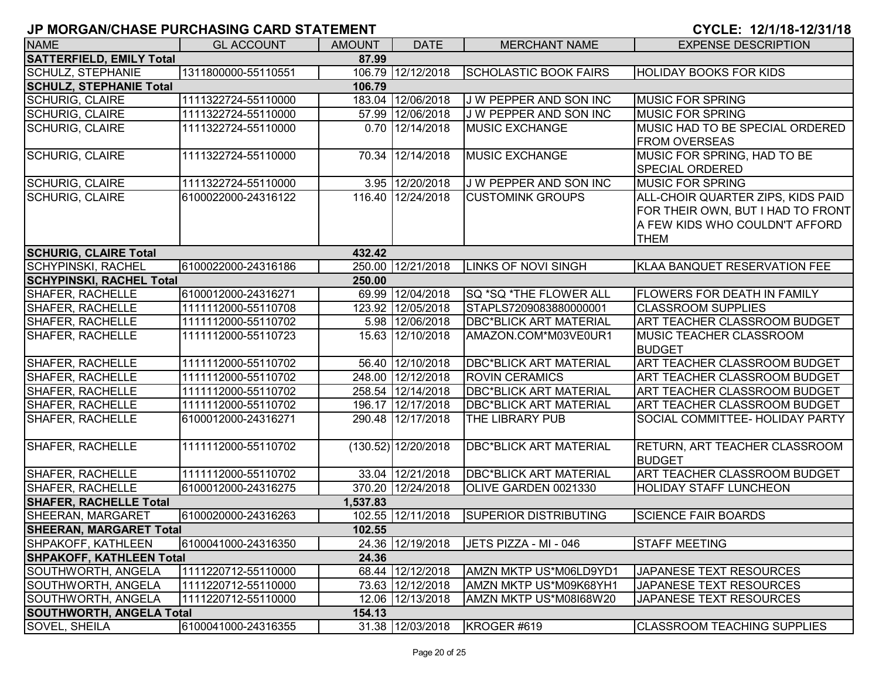# JP MORGAN/CHASE PURCHASING CARD STATEMENT

**CYCLE: 12/1/18-12/31/18**

| NAME | GL ACCOUNT | AMOUNT | DATE | MERCHANT NAME | EXPENSE DESCRIPTION |
|---|---|---|---|---|---|
| **SATTERFIELD, EMILY Total** | | **87.99** | | | |
| SCHULZ, STEPHANIE | 1311800000-55110551 | 106.79 | 12/12/2018 | SCHOLASTIC BOOK FAIRS | HOLIDAY BOOKS FOR KIDS |
| **SCHULZ, STEPHANIE Total** | | **106.79** | | | |
| SCHURIG, CLAIRE | 1111322724-55110000 | 183.04 | 12/06/2018 | J W PEPPER AND SON INC | MUSIC FOR SPRING |
| SCHURIG, CLAIRE | 1111322724-55110000 | 57.99 | 12/06/2018 | J W PEPPER AND SON INC | MUSIC FOR SPRING |
| SCHURIG, CLAIRE | 1111322724-55110000 | 0.70 | 12/14/2018 | MUSIC EXCHANGE | MUSIC HAD TO BE SPECIAL ORDERED FROM OVERSEAS |
| SCHURIG, CLAIRE | 1111322724-55110000 | 70.34 | 12/14/2018 | MUSIC EXCHANGE | MUSIC FOR SPRING, HAD TO BE SPECIAL ORDERED |
| SCHURIG, CLAIRE | 1111322724-55110000 | 3.95 | 12/20/2018 | J W PEPPER AND SON INC | MUSIC FOR SPRING |
| SCHURIG, CLAIRE | 6100022000-24316122 | 116.40 | 12/24/2018 | CUSTOMINK GROUPS | ALL-CHOIR QUARTER ZIPS, KIDS PAID FOR THEIR OWN, BUT I HAD TO FRONT A FEW KIDS WHO COULDN'T AFFORD THEM |
| **SCHURIG, CLAIRE Total** | | **432.42** | | | |
| SCHYPINSKI, RACHEL | 6100022000-24316186 | 250.00 | 12/21/2018 | LINKS OF NOVI SINGH | KLAA BANQUET RESERVATION FEE |
| **SCHYPINSKI, RACHEL Total** | | **250.00** | | | |
| SHAFER, RACHELLE | 6100012000-24316271 | 69.99 | 12/04/2018 | SQ *SQ *THE FLOWER ALL | FLOWERS FOR DEATH IN FAMILY |
| SHAFER, RACHELLE | 1111112000-55110708 | 123.92 | 12/05/2018 | STAPLS7209083880000001 | CLASSROOM SUPPLIES |
| SHAFER, RACHELLE | 1111112000-55110702 | 5.98 | 12/06/2018 | DBC*BLICK ART MATERIAL | ART TEACHER CLASSROOM BUDGET |
| SHAFER, RACHELLE | 1111112000-55110723 | 15.63 | 12/10/2018 | AMAZON.COM*M03VE0UR1 | MUSIC TEACHER CLASSROOM BUDGET |
| SHAFER, RACHELLE | 1111112000-55110702 | 56.40 | 12/10/2018 | DBC*BLICK ART MATERIAL | ART TEACHER CLASSROOM BUDGET |
| SHAFER, RACHELLE | 1111112000-55110702 | 248.00 | 12/12/2018 | ROVIN CERAMICS | ART TEACHER CLASSROOM BUDGET |
| SHAFER, RACHELLE | 1111112000-55110702 | 258.54 | 12/14/2018 | DBC*BLICK ART MATERIAL | ART TEACHER CLASSROOM BUDGET |
| SHAFER, RACHELLE | 1111112000-55110702 | 196.17 | 12/17/2018 | DBC*BLICK ART MATERIAL | ART TEACHER CLASSROOM BUDGET |
| SHAFER, RACHELLE | 6100012000-24316271 | 290.48 | 12/17/2018 | THE LIBRARY PUB | SOCIAL COMMITTEE- HOLIDAY PARTY |
| SHAFER, RACHELLE | 1111112000-55110702 | (130.52) | 12/20/2018 | DBC*BLICK ART MATERIAL | RETURN, ART TEACHER CLASSROOM BUDGET |
| SHAFER, RACHELLE | 1111112000-55110702 | 33.04 | 12/21/2018 | DBC*BLICK ART MATERIAL | ART TEACHER CLASSROOM BUDGET |
| SHAFER, RACHELLE | 6100012000-24316275 | 370.20 | 12/24/2018 | OLIVE GARDEN 0021330 | HOLIDAY STAFF LUNCHEON |
| **SHAFER, RACHELLE Total** | | **1,537.83** | | | |
| SHEERAN, MARGARET | 6100020000-24316263 | 102.55 | 12/11/2018 | SUPERIOR DISTRIBUTING | SCIENCE FAIR BOARDS |
| **SHEERAN, MARGARET Total** | | **102.55** | | | |
| SHPAKOFF, KATHLEEN | 6100041000-24316350 | 24.36 | 12/19/2018 | JETS PIZZA - MI - 046 | STAFF MEETING |
| **SHPAKOFF, KATHLEEN Total** | | **24.36** | | | |
| SOUTHWORTH, ANGELA | 1111220712-55110000 | 68.44 | 12/12/2018 | AMZN MKTP US*M06LD9YD1 | JAPANESE TEXT RESOURCES |
| SOUTHWORTH, ANGELA | 1111220712-55110000 | 73.63 | 12/12/2018 | AMZN MKTP US*M09K68YH1 | JAPANESE TEXT RESOURCES |
| SOUTHWORTH, ANGELA | 1111220712-55110000 | 12.06 | 12/13/2018 | AMZN MKTP US*M08I68W20 | JAPANESE TEXT RESOURCES |
| **SOUTHWORTH, ANGELA Total** | | **154.13** | | | |
| SOVEL, SHEILA | 6100041000-24316355 | 31.38 | 12/03/2018 | KROGER #619 | CLASSROOM TEACHING SUPPLIES |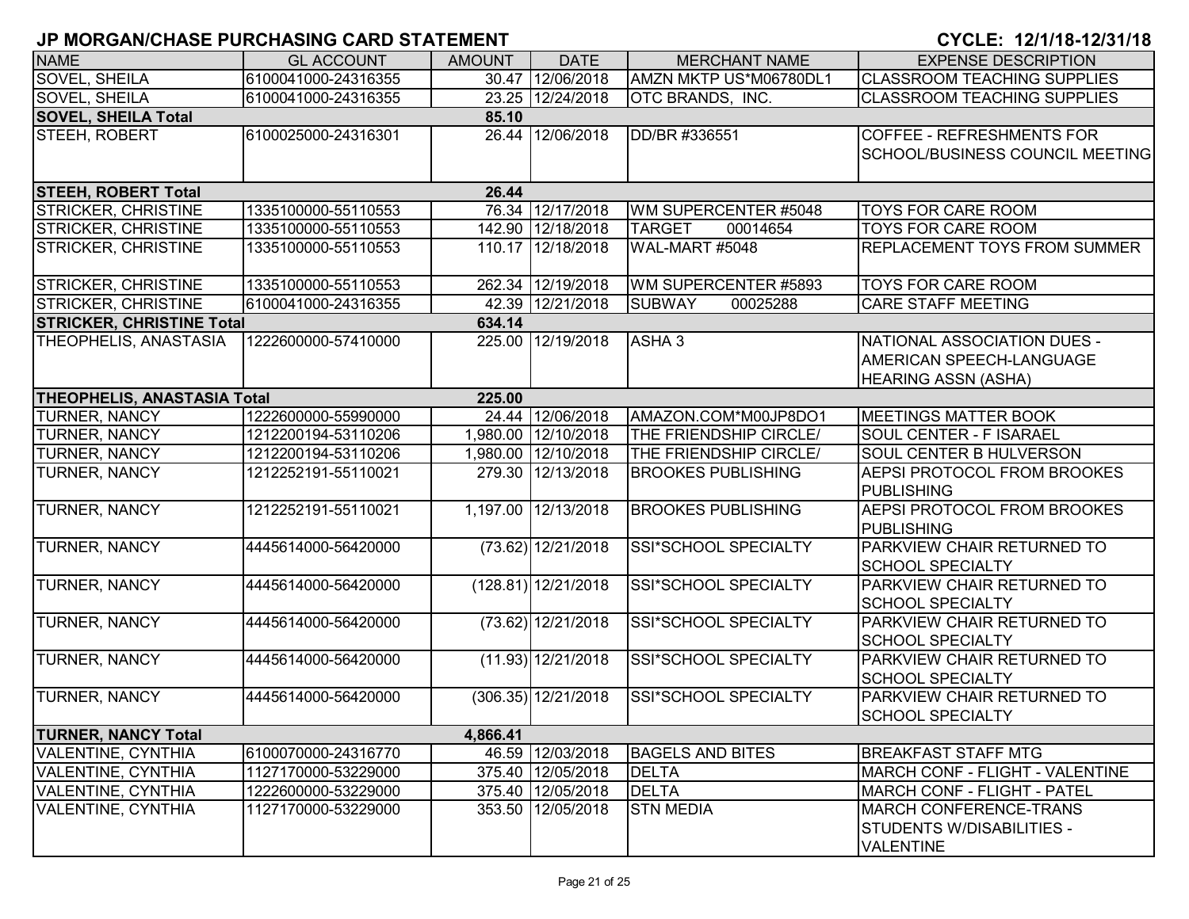## JP MORGAN/CHASE PURCHASING CARD STATEMENT

**CYCLE: 12/1/18-12/31/18**

| NAME | GL ACCOUNT | AMOUNT | DATE | MERCHANT NAME | EXPENSE DESCRIPTION |
|---|---|---|---|---|---|
| SOVEL, SHEILA | 6100041000-24316355 | 30.47 | 12/06/2018 | AMZN MKTP US*M06780DL1 | CLASSROOM TEACHING SUPPLIES |
| SOVEL, SHEILA | 6100041000-24316355 | 23.25 | 12/24/2018 | OTC BRANDS, INC. | CLASSROOM TEACHING SUPPLIES |
| **SOVEL, SHEILA Total** | | **85.10** | | | |
| STEEH, ROBERT | 6100025000-24316301 | 26.44 | 12/06/2018 | DD/BR #336551 | COFFEE - REFRESHMENTS FOR SCHOOL/BUSINESS COUNCIL MEETING |
| **STEEH, ROBERT Total** | | **26.44** | | | |
| STRICKER, CHRISTINE | 1335100000-55110553 | 76.34 | 12/17/2018 | WM SUPERCENTER #5048 | TOYS FOR CARE ROOM |
| STRICKER, CHRISTINE | 1335100000-55110553 | 142.90 | 12/18/2018 | TARGET 00014654 | TOYS FOR CARE ROOM |
| STRICKER, CHRISTINE | 1335100000-55110553 | 110.17 | 12/18/2018 | WAL-MART #5048 | REPLACEMENT TOYS FROM SUMMER |
| STRICKER, CHRISTINE | 1335100000-55110553 | 262.34 | 12/19/2018 | WM SUPERCENTER #5893 | TOYS FOR CARE ROOM |
| STRICKER, CHRISTINE | 6100041000-24316355 | 42.39 | 12/21/2018 | SUBWAY 00025288 | CARE STAFF MEETING |
| **STRICKER, CHRISTINE Total** | | **634.14** | | | |
| THEOPHELIS, ANASTASIA | 1222600000-57410000 | 225.00 | 12/19/2018 | ASHA 3 | NATIONAL ASSOCIATION DUES - AMERICAN SPEECH-LANGUAGE HEARING ASSN (ASHA) |
| **THEOPHELIS, ANASTASIA Total** | | **225.00** | | | |
| TURNER, NANCY | 1222600000-55990000 | 24.44 | 12/06/2018 | AMAZON.COM*M00JP8DO1 | MEETINGS MATTER BOOK |
| TURNER, NANCY | 1212200194-53110206 | 1,980.00 | 12/10/2018 | THE FRIENDSHIP CIRCLE/ | SOUL CENTER - F ISARAEL |
| TURNER, NANCY | 1212200194-53110206 | 1,980.00 | 12/10/2018 | THE FRIENDSHIP CIRCLE/ | SOUL CENTER B HULVERSON |
| TURNER, NANCY | 1212252191-55110021 | 279.30 | 12/13/2018 | BROOKES PUBLISHING | AEPSI PROTOCOL FROM BROOKES PUBLISHING |
| TURNER, NANCY | 1212252191-55110021 | 1,197.00 | 12/13/2018 | BROOKES PUBLISHING | AEPSI PROTOCOL FROM BROOKES PUBLISHING |
| TURNER, NANCY | 4445614000-56420000 | (73.62) | 12/21/2018 | SSI*SCHOOL SPECIALTY | PARKVIEW CHAIR RETURNED TO SCHOOL SPECIALTY |
| TURNER, NANCY | 4445614000-56420000 | (128.81) | 12/21/2018 | SSI*SCHOOL SPECIALTY | PARKVIEW CHAIR RETURNED TO SCHOOL SPECIALTY |
| TURNER, NANCY | 4445614000-56420000 | (73.62) | 12/21/2018 | SSI*SCHOOL SPECIALTY | PARKVIEW CHAIR RETURNED TO SCHOOL SPECIALTY |
| TURNER, NANCY | 4445614000-56420000 | (11.93) | 12/21/2018 | SSI*SCHOOL SPECIALTY | PARKVIEW CHAIR RETURNED TO SCHOOL SPECIALTY |
| TURNER, NANCY | 4445614000-56420000 | (306.35) | 12/21/2018 | SSI*SCHOOL SPECIALTY | PARKVIEW CHAIR RETURNED TO SCHOOL SPECIALTY |
| **TURNER, NANCY Total** | | **4,866.41** | | | |
| VALENTINE, CYNTHIA | 6100070000-24316770 | 46.59 | 12/03/2018 | BAGELS AND BITES | BREAKFAST STAFF MTG |
| VALENTINE, CYNTHIA | 1127170000-53229000 | 375.40 | 12/05/2018 | DELTA | MARCH CONF - FLIGHT - VALENTINE |
| VALENTINE, CYNTHIA | 1222600000-53229000 | 375.40 | 12/05/2018 | DELTA | MARCH CONF - FLIGHT - PATEL |
| VALENTINE, CYNTHIA | 1127170000-53229000 | 353.50 | 12/05/2018 | STN MEDIA | MARCH CONFERENCE-TRANS STUDENTS W/DISABILITIES - VALENTINE |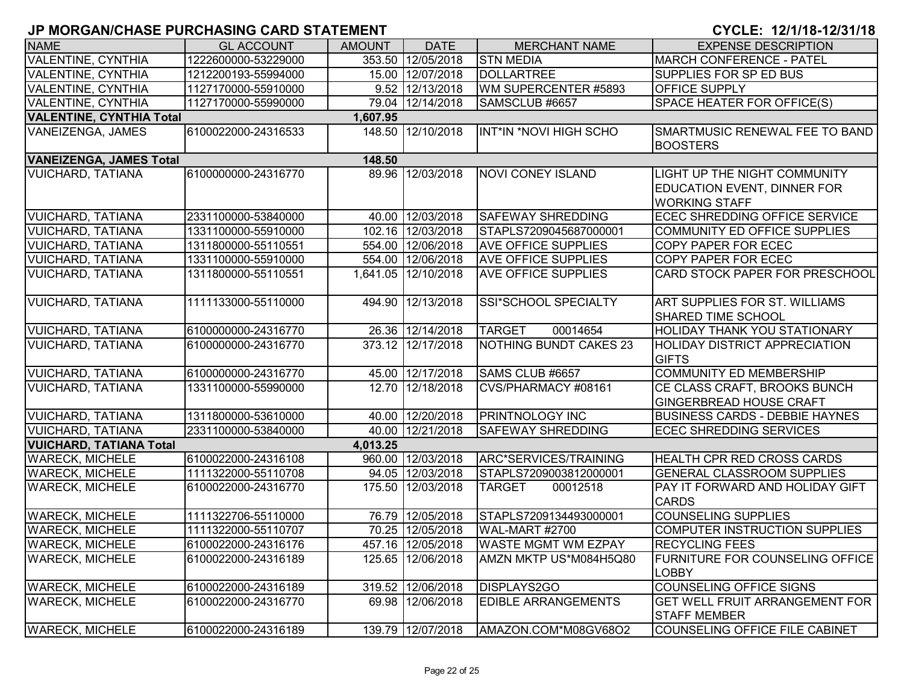# JP MORGAN/CHASE PURCHASING CARD STATEMENT

**CYCLE: 12/1/18-12/31/18**

| NAME | GL ACCOUNT | AMOUNT | DATE | MERCHANT NAME | EXPENSE DESCRIPTION |
|---|---|---|---|---|---|
| VALENTINE, CYNTHIA | 1222600000-53229000 | 353.50 | 12/05/2018 | STN MEDIA | MARCH CONFERENCE - PATEL |
| VALENTINE, CYNTHIA | 1212200193-55994000 | 15.00 | 12/07/2018 | DOLLARTREE | SUPPLIES FOR SP ED BUS |
| VALENTINE, CYNTHIA | 1127170000-55910000 | 9.52 | 12/13/2018 | WM SUPERCENTER #5893 | OFFICE SUPPLY |
| VALENTINE, CYNTHIA | 1127170000-55990000 | 79.04 | 12/14/2018 | SAMSCLUB #6657 | SPACE HEATER FOR OFFICE(S) |
| **VALENTINE, CYNTHIA Total** | | **1,607.95** | | | |
| VANEIZENGA, JAMES | 6100022000-24316533 | 148.50 | 12/10/2018 | INT*IN *NOVI HIGH SCHO | SMARTMUSIC RENEWAL FEE TO BAND BOOSTERS |
| **VANEIZENGA, JAMES Total** | | **148.50** | | | |
| VUICHARD, TATIANA | 6100000000-24316770 | 89.96 | 12/03/2018 | NOVI CONEY ISLAND | LIGHT UP THE NIGHT COMMUNITY EDUCATION EVENT, DINNER FOR WORKING STAFF |
| VUICHARD, TATIANA | 2331100000-53840000 | 40.00 | 12/03/2018 | SAFEWAY SHREDDING | ECEC SHREDDING OFFICE SERVICE |
| VUICHARD, TATIANA | 1331100000-55910000 | 102.16 | 12/03/2018 | STAPLS7209045687000001 | COMMUNITY ED OFFICE SUPPLIES |
| VUICHARD, TATIANA | 1311800000-55110551 | 554.00 | 12/06/2018 | AVE OFFICE SUPPLIES | COPY PAPER FOR ECEC |
| VUICHARD, TATIANA | 1331100000-55910000 | 554.00 | 12/06/2018 | AVE OFFICE SUPPLIES | COPY PAPER FOR ECEC |
| VUICHARD, TATIANA | 1311800000-55110551 | 1,641.05 | 12/10/2018 | AVE OFFICE SUPPLIES | CARD STOCK PAPER FOR PRESCHOOL |
| VUICHARD, TATIANA | 1111133000-55110000 | 494.90 | 12/13/2018 | SSI*SCHOOL SPECIALTY | ART SUPPLIES FOR ST. WILLIAMS SHARED TIME SCHOOL |
| VUICHARD, TATIANA | 6100000000-24316770 | 26.36 | 12/14/2018 | TARGET 00014654 | HOLIDAY THANK YOU STATIONARY |
| VUICHARD, TATIANA | 6100000000-24316770 | 373.12 | 12/17/2018 | NOTHING BUNDT CAKES 23 | HOLIDAY DISTRICT APPRECIATION GIFTS |
| VUICHARD, TATIANA | 6100000000-24316770 | 45.00 | 12/17/2018 | SAMS CLUB #6657 | COMMUNITY ED MEMBERSHIP |
| VUICHARD, TATIANA | 1331100000-55990000 | 12.70 | 12/18/2018 | CVS/PHARMACY #08161 | CE CLASS CRAFT, BROOKS BUNCH GINGERBREAD HOUSE CRAFT |
| VUICHARD, TATIANA | 1311800000-53610000 | 40.00 | 12/20/2018 | PRINTNOLOGY INC | BUSINESS CARDS - DEBBIE HAYNES |
| VUICHARD, TATIANA | 2331100000-53840000 | 40.00 | 12/21/2018 | SAFEWAY SHREDDING | ECEC SHREDDING SERVICES |
| **VUICHARD, TATIANA Total** | | **4,013.25** | | | |
| WARECK, MICHELE | 6100022000-24316108 | 960.00 | 12/03/2018 | ARC*SERVICES/TRAINING | HEALTH CPR RED CROSS CARDS |
| WARECK, MICHELE | 1111322000-55110708 | 94.05 | 12/03/2018 | STAPLS7209003812000001 | GENERAL CLASSROOM SUPPLIES |
| WARECK, MICHELE | 6100022000-24316770 | 175.50 | 12/03/2018 | TARGET 00012518 | PAY IT FORWARD AND HOLIDAY GIFT CARDS |
| WARECK, MICHELE | 1111322706-55110000 | 76.79 | 12/05/2018 | STAPLS7209134493000001 | COUNSELING SUPPLIES |
| WARECK, MICHELE | 1111322000-55110707 | 70.25 | 12/05/2018 | WAL-MART #2700 | COMPUTER INSTRUCTION SUPPLIES |
| WARECK, MICHELE | 6100022000-24316176 | 457.16 | 12/05/2018 | WASTE MGMT WM EZPAY | RECYCLING FEES |
| WARECK, MICHELE | 6100022000-24316189 | 125.65 | 12/06/2018 | AMZN MKTP US*M084H5Q80 | FURNITURE FOR COUNSELING OFFICE LOBBY |
| WARECK, MICHELE | 6100022000-24316189 | 319.52 | 12/06/2018 | DISPLAYS2GO | COUNSELING OFFICE SIGNS |
| WARECK, MICHELE | 6100022000-24316770 | 69.98 | 12/06/2018 | EDIBLE ARRANGEMENTS | GET WELL FRUIT ARRANGEMENT FOR STAFF MEMBER |
| WARECK, MICHELE | 6100022000-24316189 | 139.79 | 12/07/2018 | AMAZON.COM*M08GV68O2 | COUNSELING OFFICE FILE CABINET |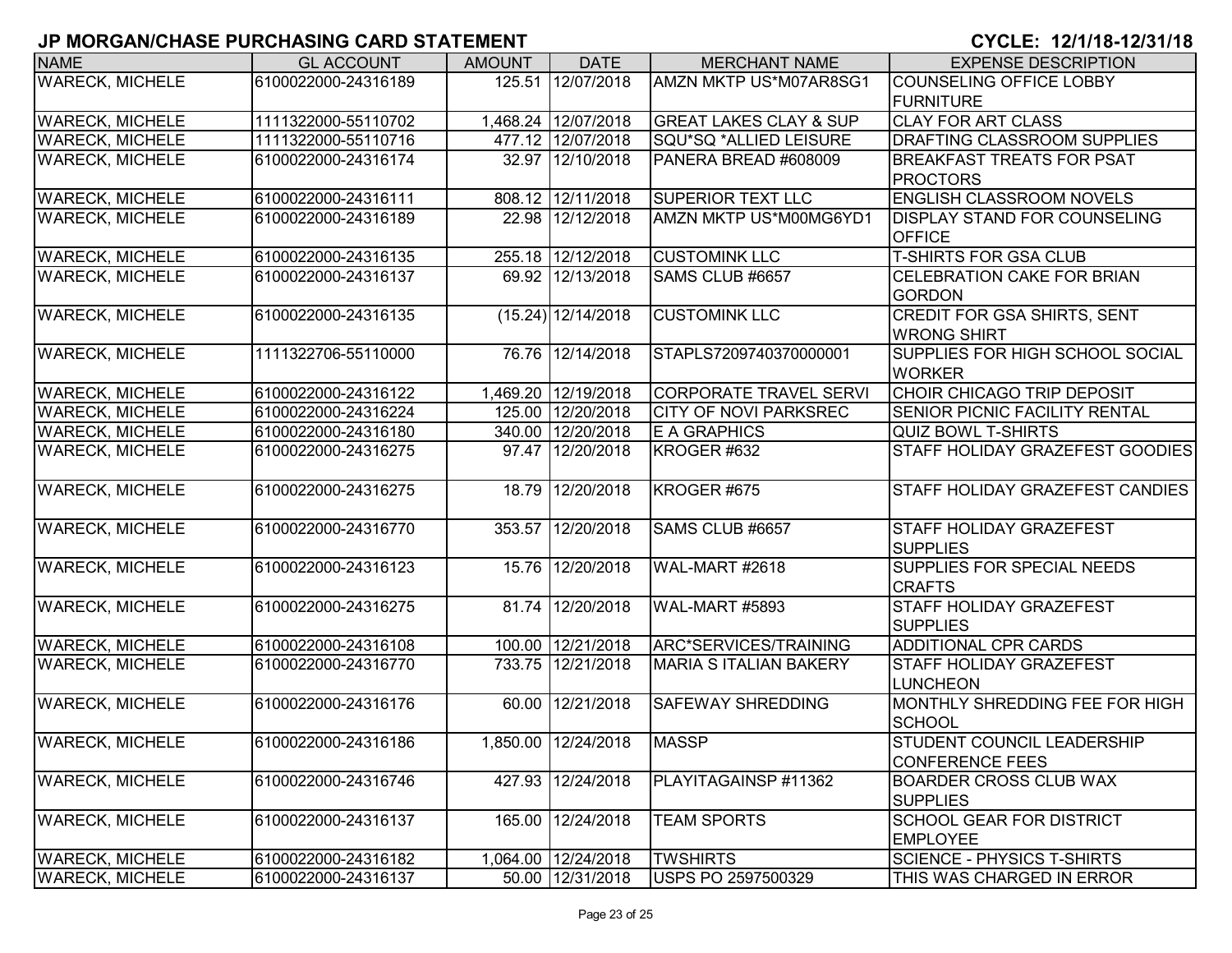# JP MORGAN/CHASE PURCHASING CARD STATEMENT

**CYCLE: 12/1/18-12/31/18**

| NAME | GL ACCOUNT | AMOUNT | DATE | MERCHANT NAME | EXPENSE DESCRIPTION |
|---|---|---|---|---|---|
| WARECK, MICHELE | 6100022000-24316189 | 125.51 | 12/07/2018 | AMZN MKTP US*M07AR8SG1 | COUNSELING OFFICE LOBBY FURNITURE |
| WARECK, MICHELE | 1111322000-55110702 | 1,468.24 | 12/07/2018 | GREAT LAKES CLAY & SUP | CLAY FOR ART CLASS |
| WARECK, MICHELE | 1111322000-55110716 | 477.12 | 12/07/2018 | SQU*SQ *ALLIED LEISURE | DRAFTING CLASSROOM SUPPLIES |
| WARECK, MICHELE | 6100022000-24316174 | 32.97 | 12/10/2018 | PANERA BREAD #608009 | BREAKFAST TREATS FOR PSAT PROCTORS |
| WARECK, MICHELE | 6100022000-24316111 | 808.12 | 12/11/2018 | SUPERIOR TEXT LLC | ENGLISH CLASSROOM NOVELS |
| WARECK, MICHELE | 6100022000-24316189 | 22.98 | 12/12/2018 | AMZN MKTP US*M00MG6YD1 | DISPLAY STAND FOR COUNSELING OFFICE |
| WARECK, MICHELE | 6100022000-24316135 | 255.18 | 12/12/2018 | CUSTOMINK LLC | T-SHIRTS FOR GSA CLUB |
| WARECK, MICHELE | 6100022000-24316137 | 69.92 | 12/13/2018 | SAMS CLUB #6657 | CELEBRATION CAKE FOR BRIAN GORDON |
| WARECK, MICHELE | 6100022000-24316135 | (15.24) | 12/14/2018 | CUSTOMINK LLC | CREDIT FOR GSA SHIRTS, SENT WRONG SHIRT |
| WARECK, MICHELE | 1111322706-55110000 | 76.76 | 12/14/2018 | STAPLS7209740370000001 | SUPPLIES FOR HIGH SCHOOL SOCIAL WORKER |
| WARECK, MICHELE | 6100022000-24316122 | 1,469.20 | 12/19/2018 | CORPORATE TRAVEL SERVI | CHOIR CHICAGO TRIP DEPOSIT |
| WARECK, MICHELE | 6100022000-24316224 | 125.00 | 12/20/2018 | CITY OF NOVI PARKSREC | SENIOR PICNIC FACILITY RENTAL |
| WARECK, MICHELE | 6100022000-24316180 | 340.00 | 12/20/2018 | E A GRAPHICS | QUIZ BOWL T-SHIRTS |
| WARECK, MICHELE | 6100022000-24316275 | 97.47 | 12/20/2018 | KROGER #632 | STAFF HOLIDAY GRAZEFEST GOODIES |
| WARECK, MICHELE | 6100022000-24316275 | 18.79 | 12/20/2018 | KROGER #675 | STAFF HOLIDAY GRAZEFEST CANDIES |
| WARECK, MICHELE | 6100022000-24316770 | 353.57 | 12/20/2018 | SAMS CLUB #6657 | STAFF HOLIDAY GRAZEFEST SUPPLIES |
| WARECK, MICHELE | 6100022000-24316123 | 15.76 | 12/20/2018 | WAL-MART #2618 | SUPPLIES FOR SPECIAL NEEDS CRAFTS |
| WARECK, MICHELE | 6100022000-24316275 | 81.74 | 12/20/2018 | WAL-MART #5893 | STAFF HOLIDAY GRAZEFEST SUPPLIES |
| WARECK, MICHELE | 6100022000-24316108 | 100.00 | 12/21/2018 | ARC*SERVICES/TRAINING | ADDITIONAL CPR CARDS |
| WARECK, MICHELE | 6100022000-24316770 | 733.75 | 12/21/2018 | MARIA S ITALIAN BAKERY | STAFF HOLIDAY GRAZEFEST LUNCHEON |
| WARECK, MICHELE | 6100022000-24316176 | 60.00 | 12/21/2018 | SAFEWAY SHREDDING | MONTHLY SHREDDING FEE FOR HIGH SCHOOL |
| WARECK, MICHELE | 6100022000-24316186 | 1,850.00 | 12/24/2018 | MASSP | STUDENT COUNCIL LEADERSHIP CONFERENCE FEES |
| WARECK, MICHELE | 6100022000-24316746 | 427.93 | 12/24/2018 | PLAYITAGAINSP #11362 | BOARDER CROSS CLUB WAX SUPPLIES |
| WARECK, MICHELE | 6100022000-24316137 | 165.00 | 12/24/2018 | TEAM SPORTS | SCHOOL GEAR FOR DISTRICT EMPLOYEE |
| WARECK, MICHELE | 6100022000-24316182 | 1,064.00 | 12/24/2018 | TWSHIRTS | SCIENCE - PHYSICS T-SHIRTS |
| WARECK, MICHELE | 6100022000-24316137 | 50.00 | 12/31/2018 | USPS PO 2597500329 | THIS WAS CHARGED IN ERROR |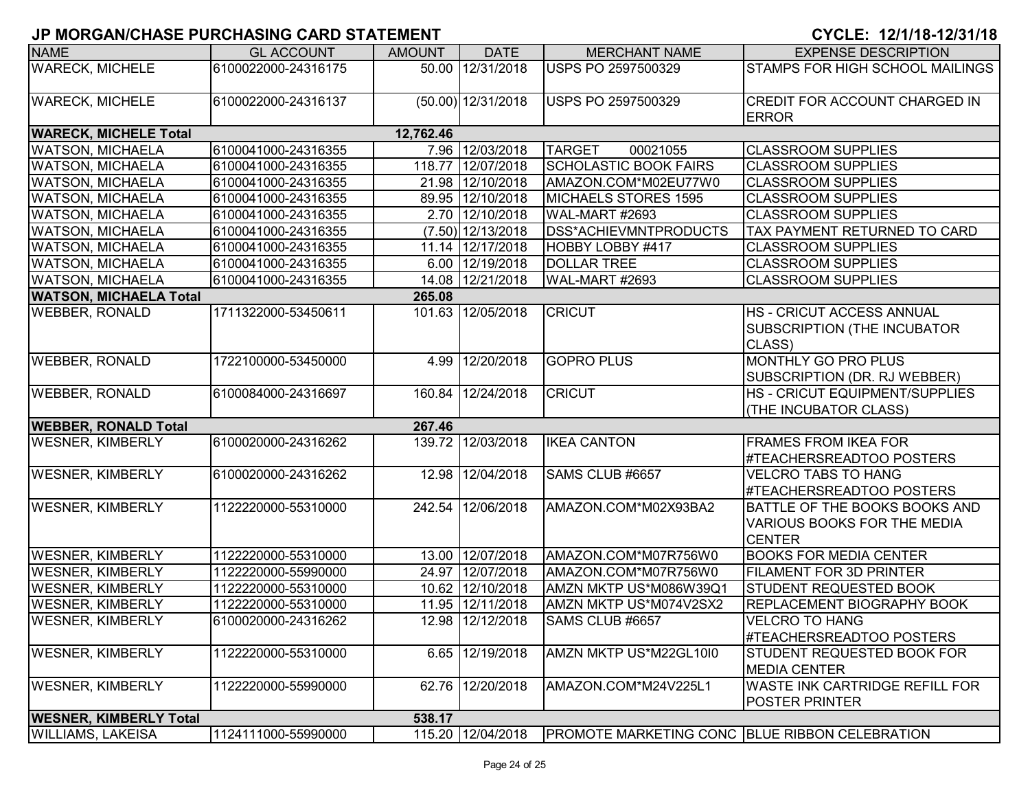# JP MORGAN/CHASE PURCHASING CARD STATEMENT

**CYCLE: 12/1/18-12/31/18**

| NAME | GL ACCOUNT | AMOUNT | DATE | MERCHANT NAME | EXPENSE DESCRIPTION |
|---|---|---|---|---|---|
| WARECK, MICHELE | 6100022000-24316175 | 50.00 | 12/31/2018 | USPS PO 2597500329 | STAMPS FOR HIGH SCHOOL MAILINGS |
| WARECK, MICHELE | 6100022000-24316137 | (50.00) | 12/31/2018 | USPS PO 2597500329 | CREDIT FOR ACCOUNT CHARGED IN ERROR |
| **WARECK, MICHELE Total** | | **12,762.46** | | | |
| WATSON, MICHAELA | 6100041000-24316355 | 7.96 | 12/03/2018 | TARGET 00021055 | CLASSROOM SUPPLIES |
| WATSON, MICHAELA | 6100041000-24316355 | 118.77 | 12/07/2018 | SCHOLASTIC BOOK FAIRS | CLASSROOM SUPPLIES |
| WATSON, MICHAELA | 6100041000-24316355 | 21.98 | 12/10/2018 | AMAZON.COM*M02EU77W0 | CLASSROOM SUPPLIES |
| WATSON, MICHAELA | 6100041000-24316355 | 89.95 | 12/10/2018 | MICHAELS STORES 1595 | CLASSROOM SUPPLIES |
| WATSON, MICHAELA | 6100041000-24316355 | 2.70 | 12/10/2018 | WAL-MART #2693 | CLASSROOM SUPPLIES |
| WATSON, MICHAELA | 6100041000-24316355 | (7.50) | 12/13/2018 | DSS*ACHIEVMNTPRODUCTS | TAX PAYMENT RETURNED TO CARD |
| WATSON, MICHAELA | 6100041000-24316355 | 11.14 | 12/17/2018 | HOBBY LOBBY #417 | CLASSROOM SUPPLIES |
| WATSON, MICHAELA | 6100041000-24316355 | 6.00 | 12/19/2018 | DOLLAR TREE | CLASSROOM SUPPLIES |
| WATSON, MICHAELA | 6100041000-24316355 | 14.08 | 12/21/2018 | WAL-MART #2693 | CLASSROOM SUPPLIES |
| **WATSON, MICHAELA Total** | | **265.08** | | | |
| WEBBER, RONALD | 1711322000-53450611 | 101.63 | 12/05/2018 | CRICUT | HS - CRICUT ACCESS ANNUAL SUBSCRIPTION (THE INCUBATOR CLASS) |
| WEBBER, RONALD | 1722100000-53450000 | 4.99 | 12/20/2018 | GOPRO PLUS | MONTHLY GO PRO PLUS SUBSCRIPTION (DR. RJ WEBBER) |
| WEBBER, RONALD | 6100084000-24316697 | 160.84 | 12/24/2018 | CRICUT | HS - CRICUT EQUIPMENT/SUPPLIES (THE INCUBATOR CLASS) |
| **WEBBER, RONALD Total** | | **267.46** | | | |
| WESNER, KIMBERLY | 6100020000-24316262 | 139.72 | 12/03/2018 | IKEA CANTON | FRAMES FROM IKEA FOR #TEACHERSREADTOO POSTERS |
| WESNER, KIMBERLY | 6100020000-24316262 | 12.98 | 12/04/2018 | SAMS CLUB #6657 | VELCRO TABS TO HANG #TEACHERSREADTOO POSTERS |
| WESNER, KIMBERLY | 1122220000-55310000 | 242.54 | 12/06/2018 | AMAZON.COM*M02X93BA2 | BATTLE OF THE BOOKS BOOKS AND VARIOUS BOOKS FOR THE MEDIA CENTER |
| WESNER, KIMBERLY | 1122220000-55310000 | 13.00 | 12/07/2018 | AMAZON.COM*M07R756W0 | BOOKS FOR MEDIA CENTER |
| WESNER, KIMBERLY | 1122220000-55990000 | 24.97 | 12/07/2018 | AMAZON.COM*M07R756W0 | FILAMENT FOR 3D PRINTER |
| WESNER, KIMBERLY | 1122220000-55310000 | 10.62 | 12/10/2018 | AMZN MKTP US*M086W39Q1 | STUDENT REQUESTED BOOK |
| WESNER, KIMBERLY | 1122220000-55310000 | 11.95 | 12/11/2018 | AMZN MKTP US*M074V2SX2 | REPLACEMENT BIOGRAPHY BOOK |
| WESNER, KIMBERLY | 6100020000-24316262 | 12.98 | 12/12/2018 | SAMS CLUB #6657 | VELCRO TO HANG #TEACHERSREADTOO POSTERS |
| WESNER, KIMBERLY | 1122220000-55310000 | 6.65 | 12/19/2018 | AMZN MKTP US*M22GL10I0 | STUDENT REQUESTED BOOK FOR MEDIA CENTER |
| WESNER, KIMBERLY | 1122220000-55990000 | 62.76 | 12/20/2018 | AMAZON.COM*M24V225L1 | WASTE INK CARTRIDGE REFILL FOR POSTER PRINTER |
| **WESNER, KIMBERLY Total** | | **538.17** | | | |
| WILLIAMS, LAKEISA | 1124111000-55990000 | 115.20 | 12/04/2018 | PROMOTE MARKETING CONC | BLUE RIBBON CELEBRATION |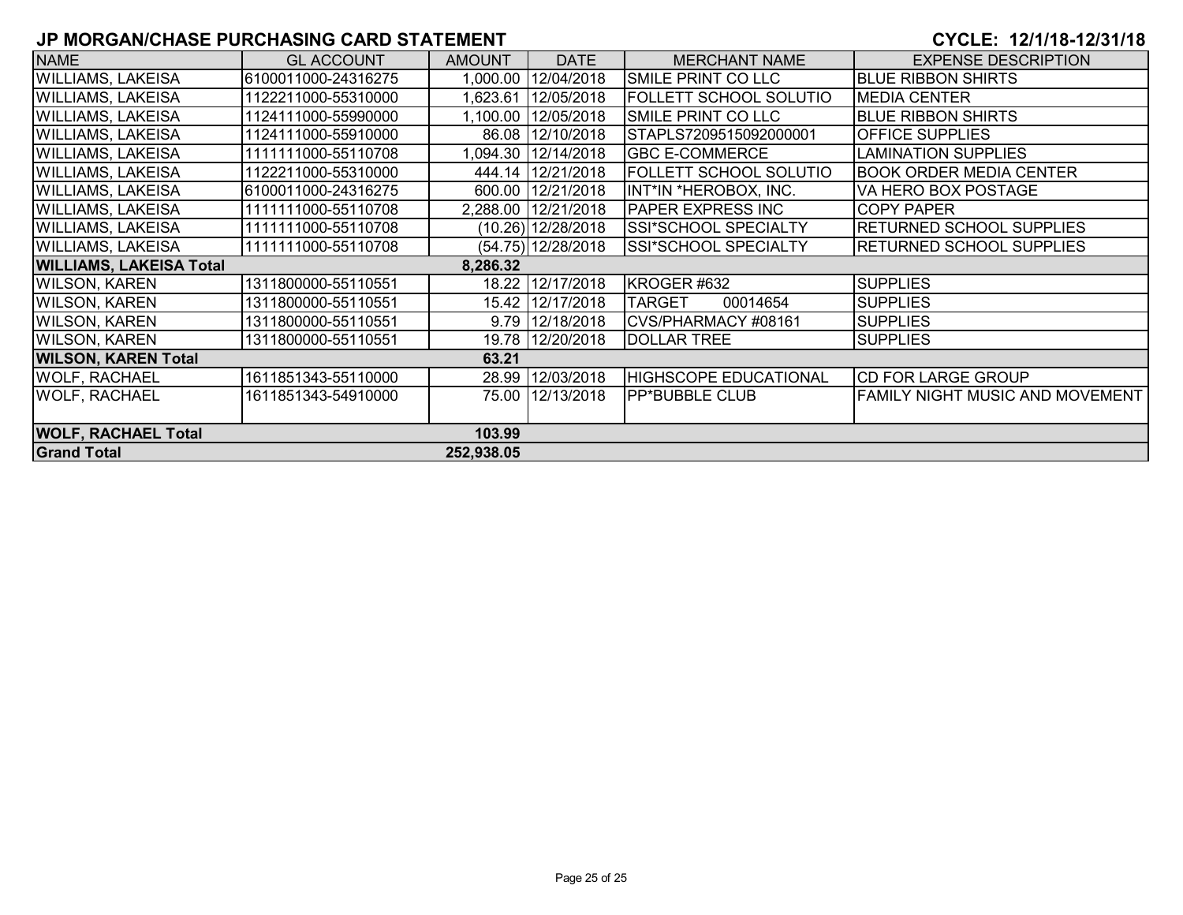## JP MORGAN/CHASE PURCHASING CARD STATEMENT

**CYCLE: 12/1/18-12/31/18**

| NAME | GL ACCOUNT | AMOUNT | DATE | MERCHANT NAME | EXPENSE DESCRIPTION |
|---|---|---|---|---|---|
| WILLIAMS, LAKEISA | 6100011000-24316275 | 1,000.00 | 12/04/2018 | SMILE PRINT CO LLC | BLUE RIBBON SHIRTS |
| WILLIAMS, LAKEISA | 1122211000-55310000 | 1,623.61 | 12/05/2018 | FOLLETT SCHOOL SOLUTIO | MEDIA CENTER |
| WILLIAMS, LAKEISA | 1124111000-55990000 | 1,100.00 | 12/05/2018 | SMILE PRINT CO LLC | BLUE RIBBON SHIRTS |
| WILLIAMS, LAKEISA | 1124111000-55910000 | 86.08 | 12/10/2018 | STAPLS7209515092000001 | OFFICE SUPPLIES |
| WILLIAMS, LAKEISA | 1111111000-55110708 | 1,094.30 | 12/14/2018 | GBC E-COMMERCE | LAMINATION SUPPLIES |
| WILLIAMS, LAKEISA | 1122211000-55310000 | 444.14 | 12/21/2018 | FOLLETT SCHOOL SOLUTIO | BOOK ORDER MEDIA CENTER |
| WILLIAMS, LAKEISA | 6100011000-24316275 | 600.00 | 12/21/2018 | INT*IN *HEROBOX, INC. | VA HERO BOX POSTAGE |
| WILLIAMS, LAKEISA | 1111111000-55110708 | 2,288.00 | 12/21/2018 | PAPER EXPRESS INC | COPY PAPER |
| WILLIAMS, LAKEISA | 1111111000-55110708 | (10.26) | 12/28/2018 | SSI*SCHOOL SPECIALTY | RETURNED SCHOOL SUPPLIES |
| WILLIAMS, LAKEISA | 1111111000-55110708 | (54.75) | 12/28/2018 | SSI*SCHOOL SPECIALTY | RETURNED SCHOOL SUPPLIES |
| **WILLIAMS, LAKEISA Total** | | **8,286.32** | | | |
| WILSON, KAREN | 1311800000-55110551 | 18.22 | 12/17/2018 | KROGER #632 | SUPPLIES |
| WILSON, KAREN | 1311800000-55110551 | 15.42 | 12/17/2018 | TARGET 00014654 | SUPPLIES |
| WILSON, KAREN | 1311800000-55110551 | 9.79 | 12/18/2018 | CVS/PHARMACY #08161 | SUPPLIES |
| WILSON, KAREN | 1311800000-55110551 | 19.78 | 12/20/2018 | DOLLAR TREE | SUPPLIES |
| **WILSON, KAREN Total** | | **63.21** | | | |
| WOLF, RACHAEL | 1611851343-55110000 | 28.99 | 12/03/2018 | HIGHSCOPE EDUCATIONAL | CD FOR LARGE GROUP |
| WOLF, RACHAEL | 1611851343-54910000 | 75.00 | 12/13/2018 | PP*BUBBLE CLUB | FAMILY NIGHT MUSIC AND MOVEMENT |
| **WOLF, RACHAEL Total** | | **103.99** | | | |
| **Grand Total** | | **252,938.05** | | | |